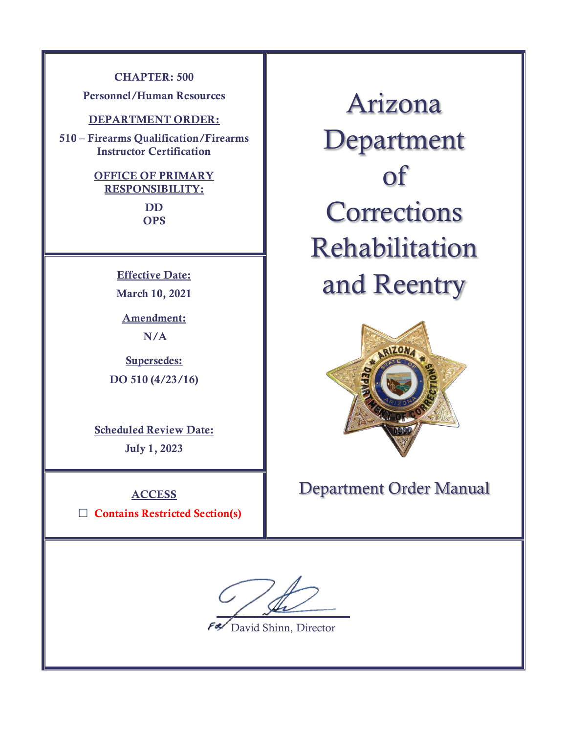**CHAPTER: 500**

**Personnel/Human Resources**

**DEPARTMENT ORDER:**

**510 – Firearms Qualification/Firearms Instructor Certification**

**OFFICE OF PRIMARY RESPONSIBILITY:**

**DD**
**OPS**

**Effective Date:**

**March 10, 2021**

**Amendment:**

**N/A**

**Supersedes:**

**DO 510 (4/23/16)**

**Scheduled Review Date:**

**July 1, 2023**

**ACCESS**

☐ **Contains Restricted Section(s)**

# Arizona Department of Corrections Rehabilitation and Reentry

## Department Order Manual

For David Shinn, Director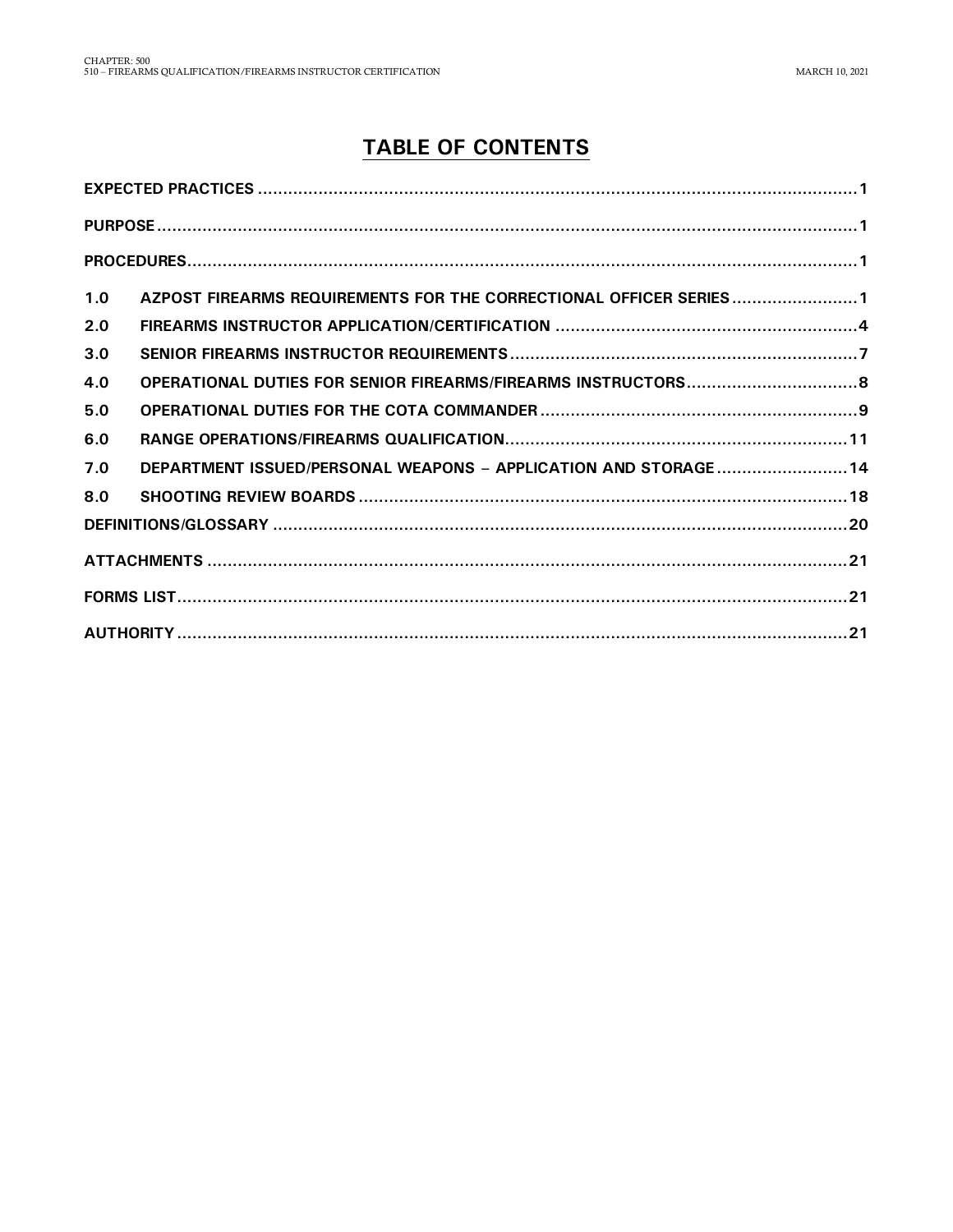# TABLE OF CONTENTS

| | | |
|---|---|---|
| **EXPECTED PRACTICES** | | **1** |
| **PURPOSE** | | **1** |
| **PROCEDURES** | | **1** |
| **1.0** | **AZPOST FIREARMS REQUIREMENTS FOR THE CORRECTIONAL OFFICER SERIES** | **1** |
| **2.0** | **FIREARMS INSTRUCTOR APPLICATION/CERTIFICATION** | **4** |
| **3.0** | **SENIOR FIREARMS INSTRUCTOR REQUIREMENTS** | **7** |
| **4.0** | **OPERATIONAL DUTIES FOR SENIOR FIREARMS/FIREARMS INSTRUCTORS** | **8** |
| **5.0** | **OPERATIONAL DUTIES FOR THE COTA COMMANDER** | **9** |
| **6.0** | **RANGE OPERATIONS/FIREARMS QUALIFICATION** | **11** |
| **7.0** | **DEPARTMENT ISSUED/PERSONAL WEAPONS – APPLICATION AND STORAGE** | **14** |
| **8.0** | **SHOOTING REVIEW BOARDS** | **18** |
| **DEFINITIONS/GLOSSARY** | | **20** |
| **ATTACHMENTS** | | **21** |
| **FORMS LIST** | | **21** |
| **AUTHORITY** | | **21** |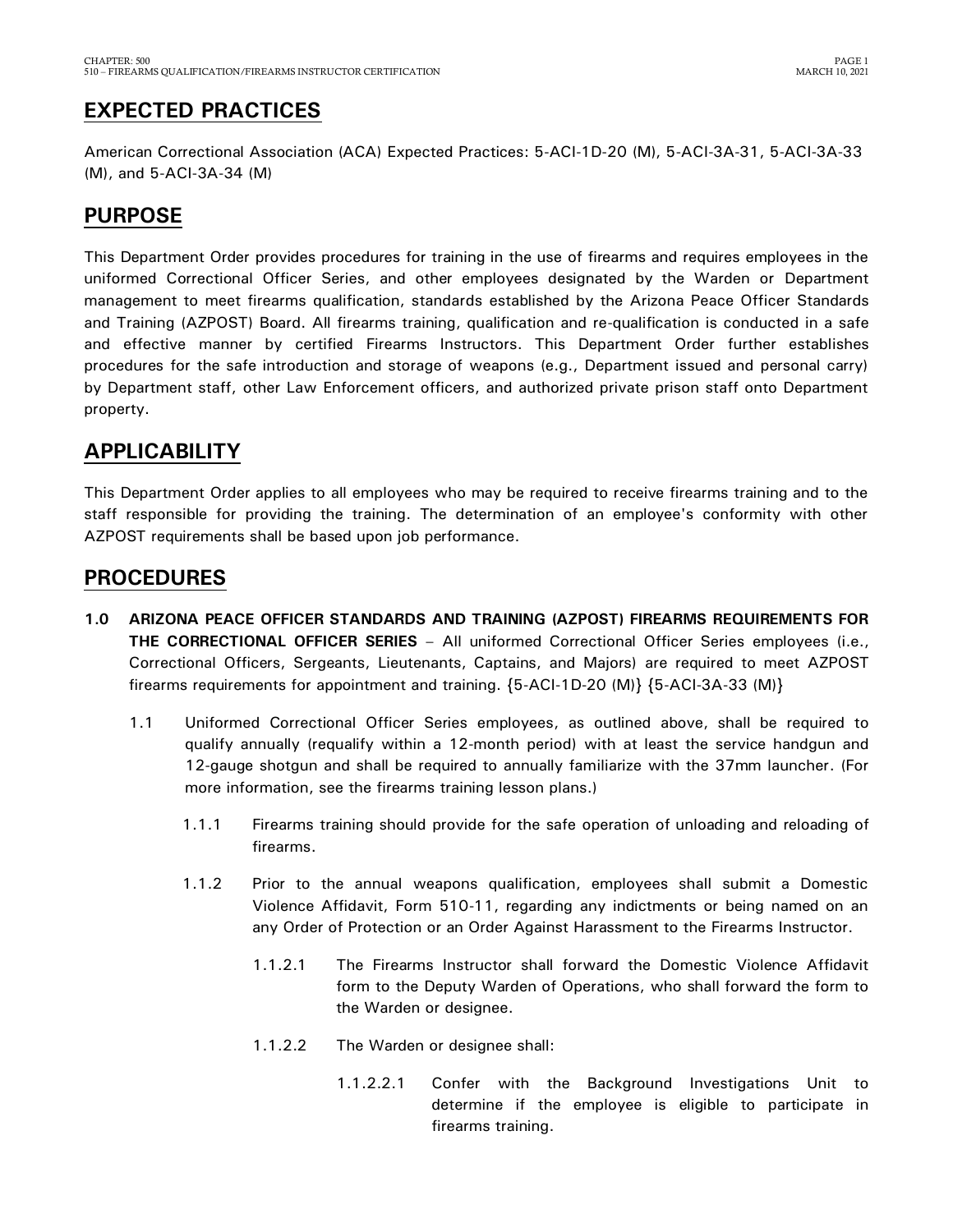## EXPECTED PRACTICES

American Correctional Association (ACA) Expected Practices: 5-ACI-1D-20 (M), 5-ACI-3A-31, 5-ACI-3A-33 (M), and 5-ACI-3A-34 (M)

## PURPOSE

This Department Order provides procedures for training in the use of firearms and requires employees in the uniformed Correctional Officer Series, and other employees designated by the Warden or Department management to meet firearms qualification, standards established by the Arizona Peace Officer Standards and Training (AZPOST) Board. All firearms training, qualification and re-qualification is conducted in a safe and effective manner by certified Firearms Instructors. This Department Order further establishes procedures for the safe introduction and storage of weapons (e.g., Department issued and personal carry) by Department staff, other Law Enforcement officers, and authorized private prison staff onto Department property.

## APPLICABILITY

This Department Order applies to all employees who may be required to receive firearms training and to the staff responsible for providing the training. The determination of an employee's conformity with other AZPOST requirements shall be based upon job performance.

## PROCEDURES

**1.0 ARIZONA PEACE OFFICER STANDARDS AND TRAINING (AZPOST) FIREARMS REQUIREMENTS FOR THE CORRECTIONAL OFFICER SERIES** – All uniformed Correctional Officer Series employees (i.e., Correctional Officers, Sergeants, Lieutenants, Captains, and Majors) are required to meet AZPOST firearms requirements for appointment and training. {5-ACI-1D-20 (M)} {5-ACI-3A-33 (M)}

1.1 Uniformed Correctional Officer Series employees, as outlined above, shall be required to qualify annually (requalify within a 12-month period) with at least the service handgun and 12-gauge shotgun and shall be required to annually familiarize with the 37mm launcher. (For more information, see the firearms training lesson plans.)

1.1.1 Firearms training should provide for the safe operation of unloading and reloading of firearms.

1.1.2 Prior to the annual weapons qualification, employees shall submit a Domestic Violence Affidavit, Form 510-11, regarding any indictments or being named on an any Order of Protection or an Order Against Harassment to the Firearms Instructor.

1.1.2.1 The Firearms Instructor shall forward the Domestic Violence Affidavit form to the Deputy Warden of Operations, who shall forward the form to the Warden or designee.

1.1.2.2 The Warden or designee shall:

1.1.2.2.1 Confer with the Background Investigations Unit to determine if the employee is eligible to participate in firearms training.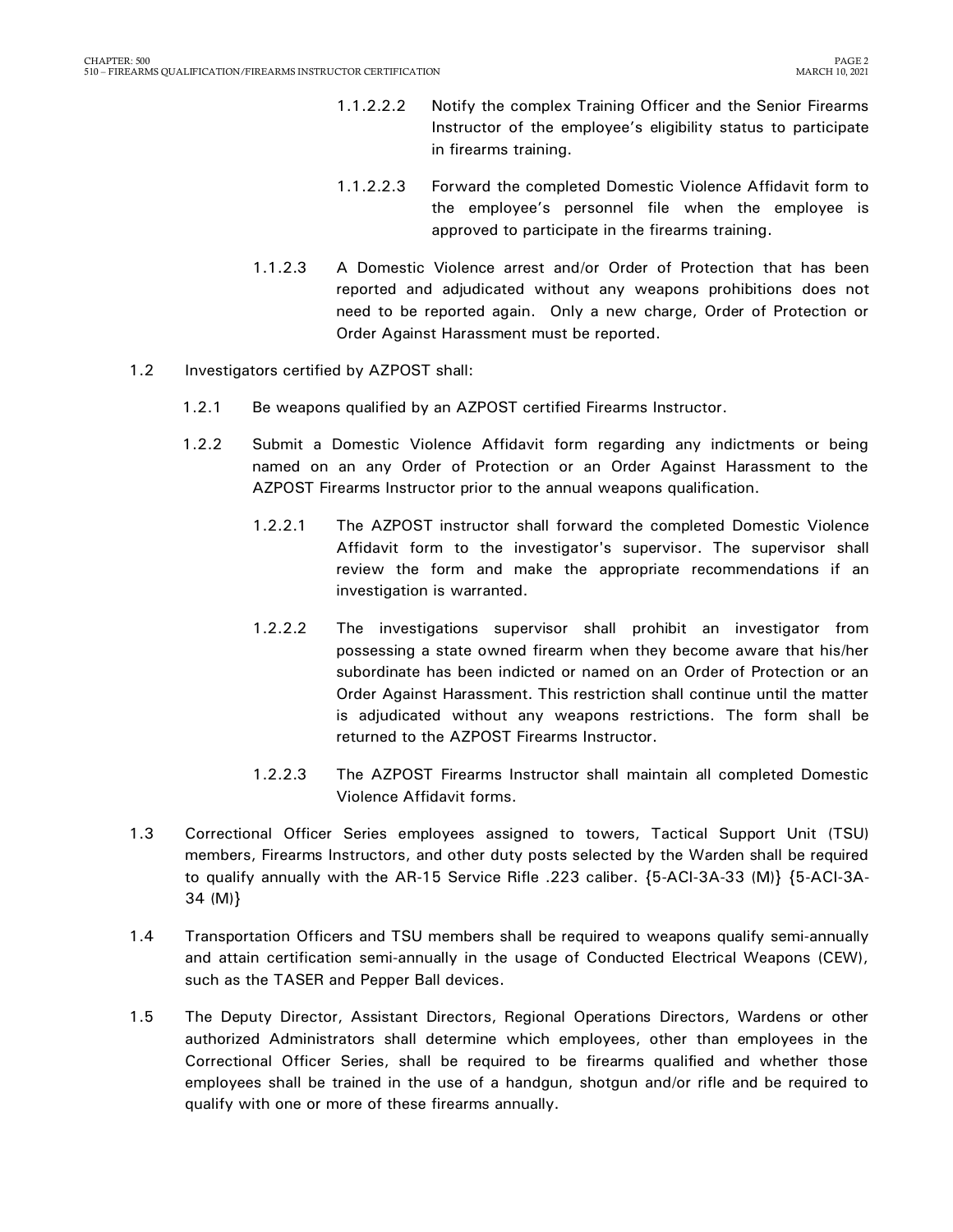1.1.2.2.2 Notify the complex Training Officer and the Senior Firearms Instructor of the employee's eligibility status to participate in firearms training.

1.1.2.2.3 Forward the completed Domestic Violence Affidavit form to the employee's personnel file when the employee is approved to participate in the firearms training.

1.1.2.3 A Domestic Violence arrest and/or Order of Protection that has been reported and adjudicated without any weapons prohibitions does not need to be reported again. Only a new charge, Order of Protection or Order Against Harassment must be reported.

1.2 Investigators certified by AZPOST shall:

1.2.1 Be weapons qualified by an AZPOST certified Firearms Instructor.

1.2.2 Submit a Domestic Violence Affidavit form regarding any indictments or being named on an any Order of Protection or an Order Against Harassment to the AZPOST Firearms Instructor prior to the annual weapons qualification.

1.2.2.1 The AZPOST instructor shall forward the completed Domestic Violence Affidavit form to the investigator's supervisor. The supervisor shall review the form and make the appropriate recommendations if an investigation is warranted.

1.2.2.2 The investigations supervisor shall prohibit an investigator from possessing a state owned firearm when they become aware that his/her subordinate has been indicted or named on an Order of Protection or an Order Against Harassment. This restriction shall continue until the matter is adjudicated without any weapons restrictions. The form shall be returned to the AZPOST Firearms Instructor.

1.2.2.3 The AZPOST Firearms Instructor shall maintain all completed Domestic Violence Affidavit forms.

1.3 Correctional Officer Series employees assigned to towers, Tactical Support Unit (TSU) members, Firearms Instructors, and other duty posts selected by the Warden shall be required to qualify annually with the AR-15 Service Rifle .223 caliber. {5-ACI-3A-33 (M)} {5-ACI-3A-34 (M)}

1.4 Transportation Officers and TSU members shall be required to weapons qualify semi-annually and attain certification semi-annually in the usage of Conducted Electrical Weapons (CEW), such as the TASER and Pepper Ball devices.

1.5 The Deputy Director, Assistant Directors, Regional Operations Directors, Wardens or other authorized Administrators shall determine which employees, other than employees in the Correctional Officer Series, shall be required to be firearms qualified and whether those employees shall be trained in the use of a handgun, shotgun and/or rifle and be required to qualify with one or more of these firearms annually.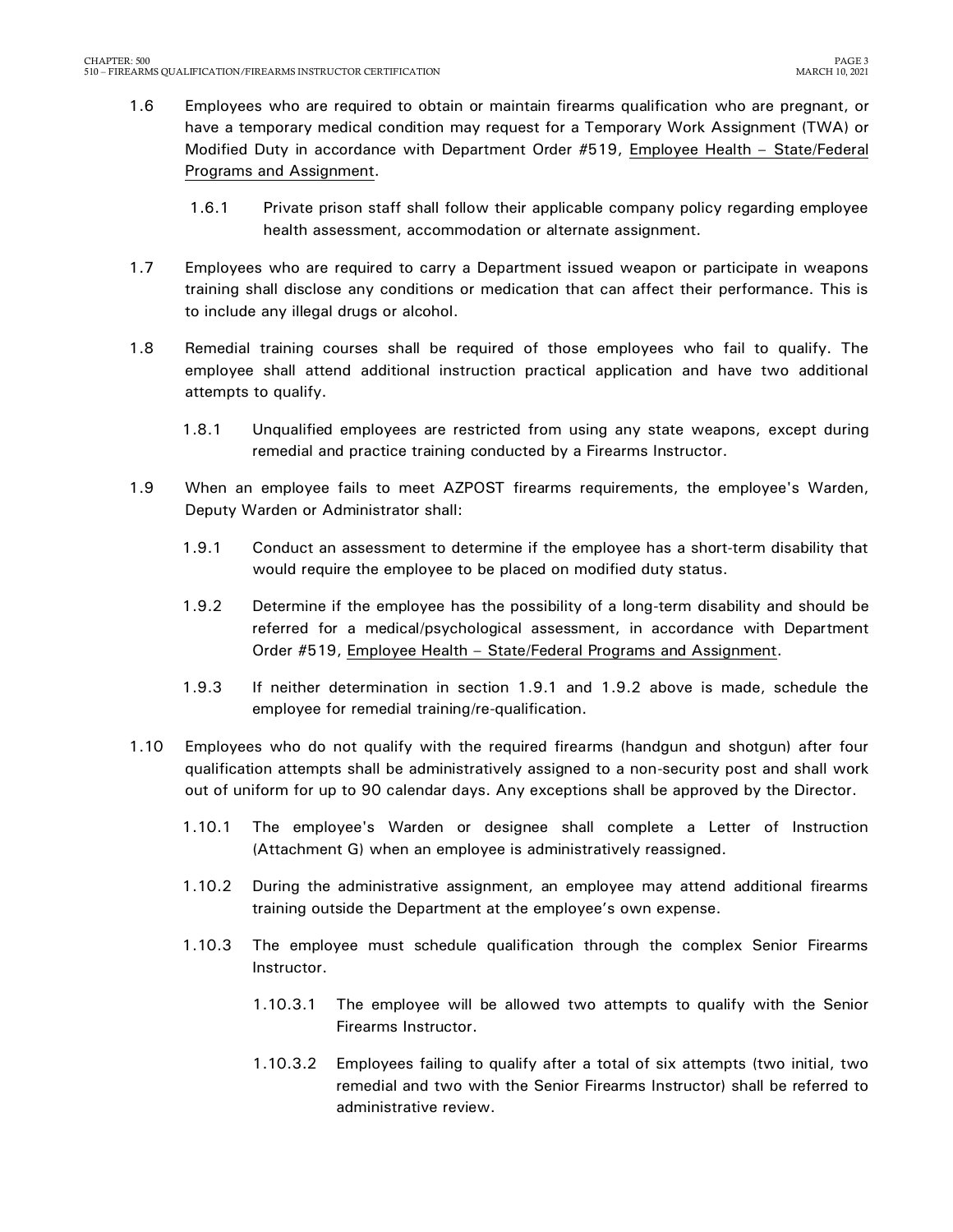1.6 Employees who are required to obtain or maintain firearms qualification who are pregnant, or have a temporary medical condition may request for a Temporary Work Assignment (TWA) or Modified Duty in accordance with Department Order #519, Employee Health – State/Federal Programs and Assignment.

   1.6.1 Private prison staff shall follow their applicable company policy regarding employee health assessment, accommodation or alternate assignment.

1.7 Employees who are required to carry a Department issued weapon or participate in weapons training shall disclose any conditions or medication that can affect their performance. This is to include any illegal drugs or alcohol.

1.8 Remedial training courses shall be required of those employees who fail to qualify. The employee shall attend additional instruction practical application and have two additional attempts to qualify.

   1.8.1 Unqualified employees are restricted from using any state weapons, except during remedial and practice training conducted by a Firearms Instructor.

1.9 When an employee fails to meet AZPOST firearms requirements, the employee's Warden, Deputy Warden or Administrator shall:

   1.9.1 Conduct an assessment to determine if the employee has a short-term disability that would require the employee to be placed on modified duty status.

   1.9.2 Determine if the employee has the possibility of a long-term disability and should be referred for a medical/psychological assessment, in accordance with Department Order #519, Employee Health – State/Federal Programs and Assignment.

   1.9.3 If neither determination in section 1.9.1 and 1.9.2 above is made, schedule the employee for remedial training/re-qualification.

1.10 Employees who do not qualify with the required firearms (handgun and shotgun) after four qualification attempts shall be administratively assigned to a non-security post and shall work out of uniform for up to 90 calendar days. Any exceptions shall be approved by the Director.

   1.10.1 The employee's Warden or designee shall complete a Letter of Instruction (Attachment G) when an employee is administratively reassigned.

   1.10.2 During the administrative assignment, an employee may attend additional firearms training outside the Department at the employee's own expense.

   1.10.3 The employee must schedule qualification through the complex Senior Firearms Instructor.

      1.10.3.1 The employee will be allowed two attempts to qualify with the Senior Firearms Instructor.

      1.10.3.2 Employees failing to qualify after a total of six attempts (two initial, two remedial and two with the Senior Firearms Instructor) shall be referred to administrative review.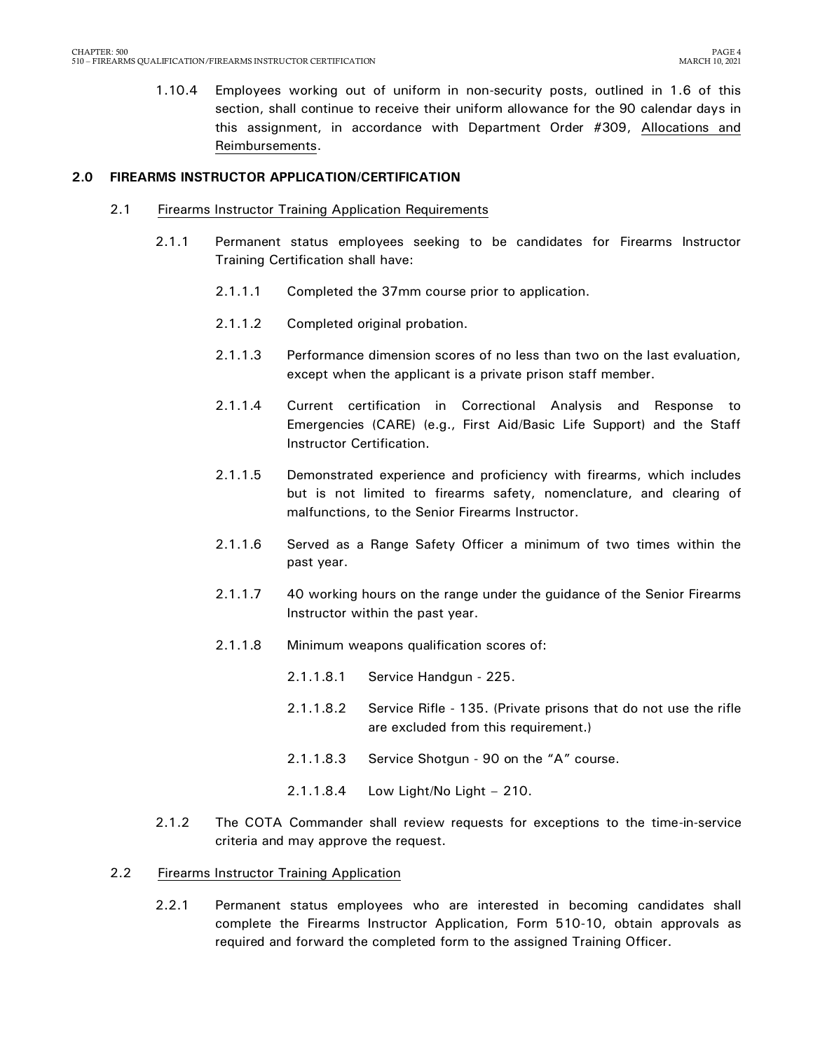1.10.4 Employees working out of uniform in non-security posts, outlined in 1.6 of this section, shall continue to receive their uniform allowance for the 90 calendar days in this assignment, in accordance with Department Order #309, Allocations and Reimbursements.

## 2.0 FIREARMS INSTRUCTOR APPLICATION/CERTIFICATION

2.1 Firearms Instructor Training Application Requirements

2.1.1 Permanent status employees seeking to be candidates for Firearms Instructor Training Certification shall have:

2.1.1.1 Completed the 37mm course prior to application.

2.1.1.2 Completed original probation.

2.1.1.3 Performance dimension scores of no less than two on the last evaluation, except when the applicant is a private prison staff member.

2.1.1.4 Current certification in Correctional Analysis and Response to Emergencies (CARE) (e.g., First Aid/Basic Life Support) and the Staff Instructor Certification.

2.1.1.5 Demonstrated experience and proficiency with firearms, which includes but is not limited to firearms safety, nomenclature, and clearing of malfunctions, to the Senior Firearms Instructor.

2.1.1.6 Served as a Range Safety Officer a minimum of two times within the past year.

2.1.1.7 40 working hours on the range under the guidance of the Senior Firearms Instructor within the past year.

2.1.1.8 Minimum weapons qualification scores of:

2.1.1.8.1 Service Handgun - 225.

2.1.1.8.2 Service Rifle - 135. (Private prisons that do not use the rifle are excluded from this requirement.)

2.1.1.8.3 Service Shotgun - 90 on the "A" course.

2.1.1.8.4 Low Light/No Light – 210.

2.1.2 The COTA Commander shall review requests for exceptions to the time-in-service criteria and may approve the request.

2.2 Firearms Instructor Training Application

2.2.1 Permanent status employees who are interested in becoming candidates shall complete the Firearms Instructor Application, Form 510-10, obtain approvals as required and forward the completed form to the assigned Training Officer.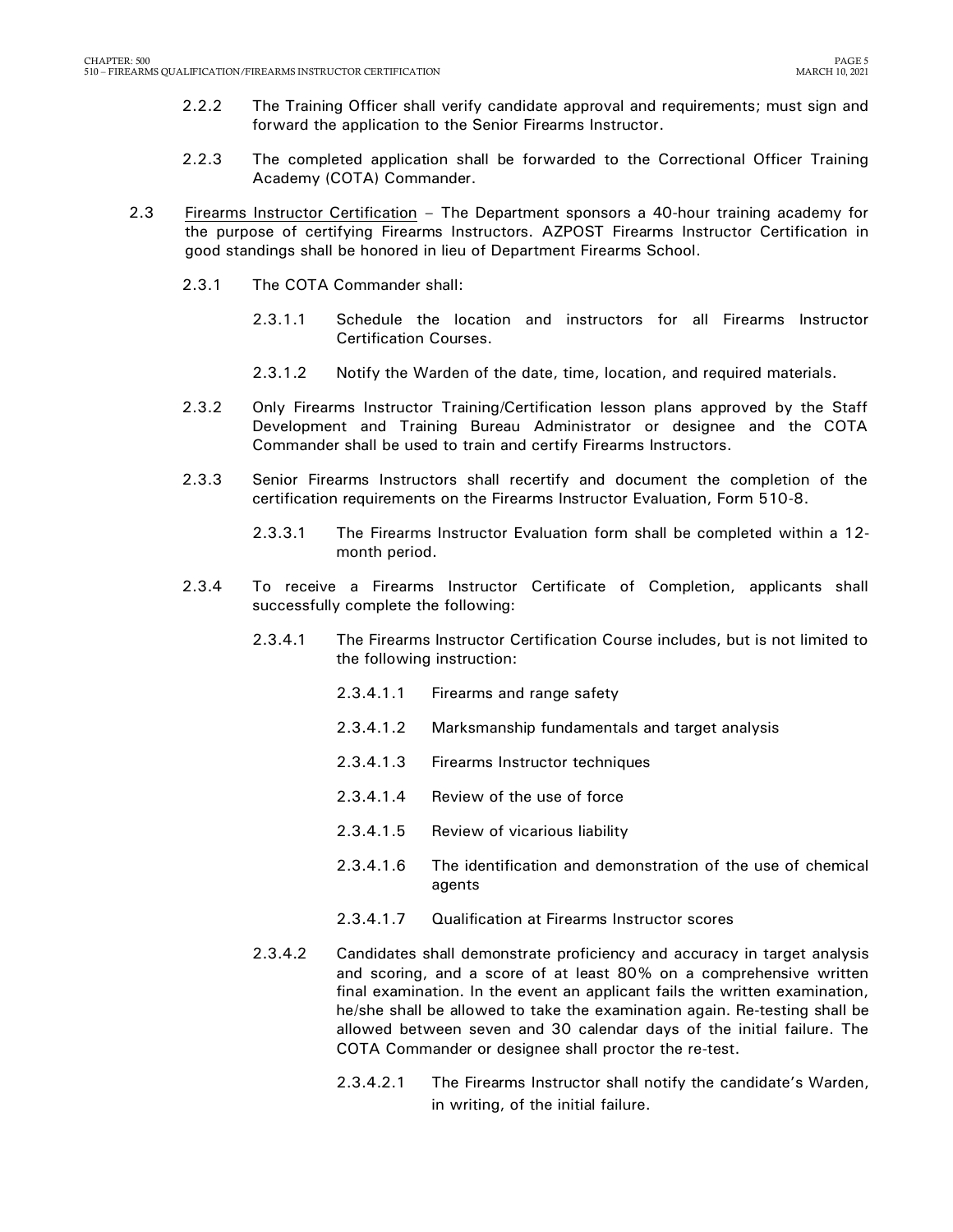2.2.2 The Training Officer shall verify candidate approval and requirements; must sign and forward the application to the Senior Firearms Instructor.

2.2.3 The completed application shall be forwarded to the Correctional Officer Training Academy (COTA) Commander.

2.3 Firearms Instructor Certification – The Department sponsors a 40-hour training academy for the purpose of certifying Firearms Instructors. AZPOST Firearms Instructor Certification in good standings shall be honored in lieu of Department Firearms School.

2.3.1 The COTA Commander shall:

2.3.1.1 Schedule the location and instructors for all Firearms Instructor Certification Courses.

2.3.1.2 Notify the Warden of the date, time, location, and required materials.

2.3.2 Only Firearms Instructor Training/Certification lesson plans approved by the Staff Development and Training Bureau Administrator or designee and the COTA Commander shall be used to train and certify Firearms Instructors.

2.3.3 Senior Firearms Instructors shall recertify and document the completion of the certification requirements on the Firearms Instructor Evaluation, Form 510-8.

2.3.3.1 The Firearms Instructor Evaluation form shall be completed within a 12-month period.

2.3.4 To receive a Firearms Instructor Certificate of Completion, applicants shall successfully complete the following:

2.3.4.1 The Firearms Instructor Certification Course includes, but is not limited to the following instruction:

2.3.4.1.1 Firearms and range safety

2.3.4.1.2 Marksmanship fundamentals and target analysis

2.3.4.1.3 Firearms Instructor techniques

2.3.4.1.4 Review of the use of force

2.3.4.1.5 Review of vicarious liability

2.3.4.1.6 The identification and demonstration of the use of chemical agents

2.3.4.1.7 Qualification at Firearms Instructor scores

2.3.4.2 Candidates shall demonstrate proficiency and accuracy in target analysis and scoring, and a score of at least 80% on a comprehensive written final examination. In the event an applicant fails the written examination, he/she shall be allowed to take the examination again. Re-testing shall be allowed between seven and 30 calendar days of the initial failure. The COTA Commander or designee shall proctor the re-test.

2.3.4.2.1 The Firearms Instructor shall notify the candidate's Warden, in writing, of the initial failure.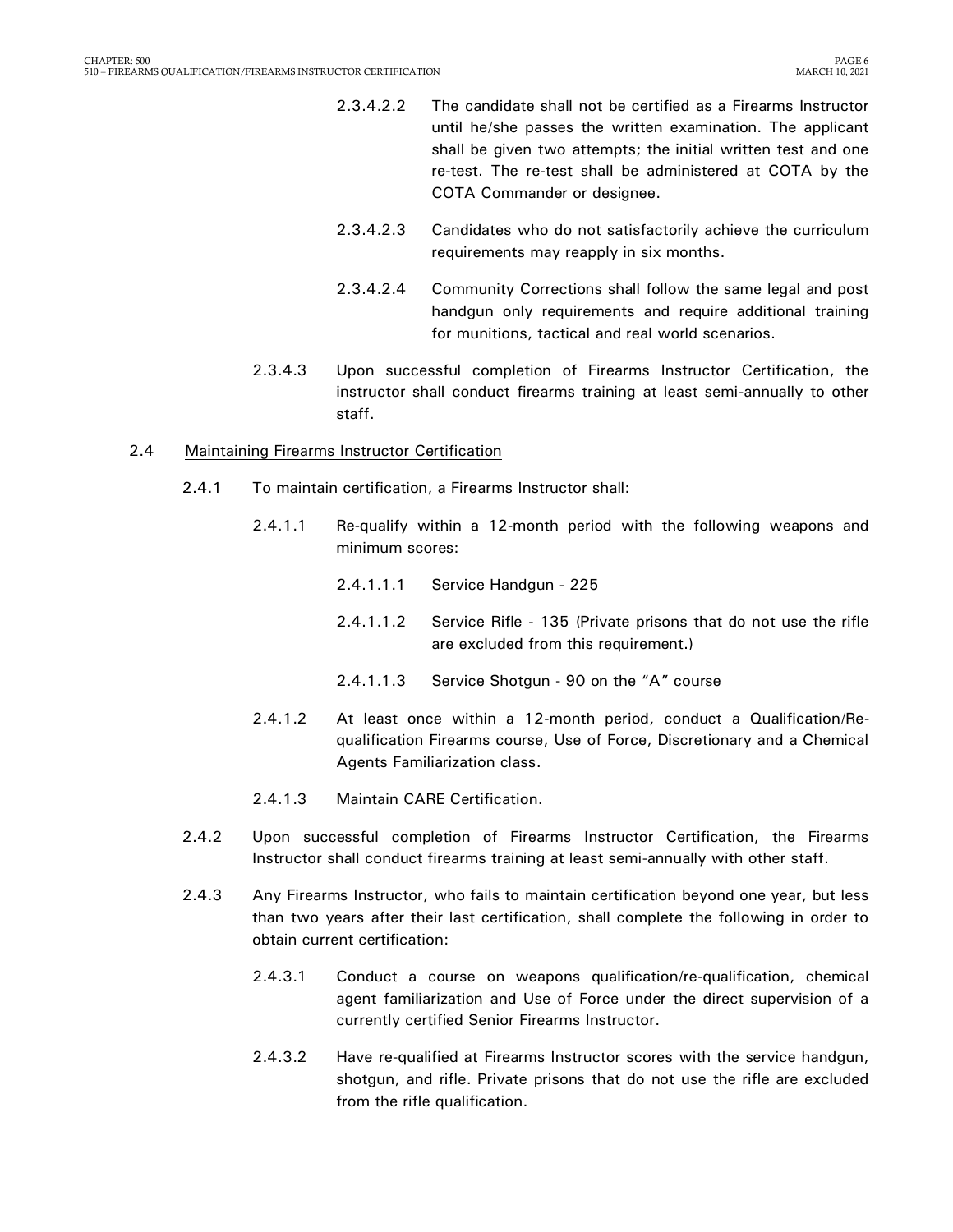2.3.4.2.2 The candidate shall not be certified as a Firearms Instructor until he/she passes the written examination. The applicant shall be given two attempts; the initial written test and one re-test. The re-test shall be administered at COTA by the COTA Commander or designee.

2.3.4.2.3 Candidates who do not satisfactorily achieve the curriculum requirements may reapply in six months.

2.3.4.2.4 Community Corrections shall follow the same legal and post handgun only requirements and require additional training for munitions, tactical and real world scenarios.

2.3.4.3 Upon successful completion of Firearms Instructor Certification, the instructor shall conduct firearms training at least semi-annually to other staff.

2.4 <u>Maintaining Firearms Instructor Certification</u>

2.4.1 To maintain certification, a Firearms Instructor shall:

2.4.1.1 Re-qualify within a 12-month period with the following weapons and minimum scores:

2.4.1.1.1 Service Handgun - 225

2.4.1.1.2 Service Rifle - 135 (Private prisons that do not use the rifle are excluded from this requirement.)

2.4.1.1.3 Service Shotgun - 90 on the "A" course

2.4.1.2 At least once within a 12-month period, conduct a Qualification/Re-qualification Firearms course, Use of Force, Discretionary and a Chemical Agents Familiarization class.

2.4.1.3 Maintain CARE Certification.

2.4.2 Upon successful completion of Firearms Instructor Certification, the Firearms Instructor shall conduct firearms training at least semi-annually with other staff.

2.4.3 Any Firearms Instructor, who fails to maintain certification beyond one year, but less than two years after their last certification, shall complete the following in order to obtain current certification:

2.4.3.1 Conduct a course on weapons qualification/re-qualification, chemical agent familiarization and Use of Force under the direct supervision of a currently certified Senior Firearms Instructor.

2.4.3.2 Have re-qualified at Firearms Instructor scores with the service handgun, shotgun, and rifle. Private prisons that do not use the rifle are excluded from the rifle qualification.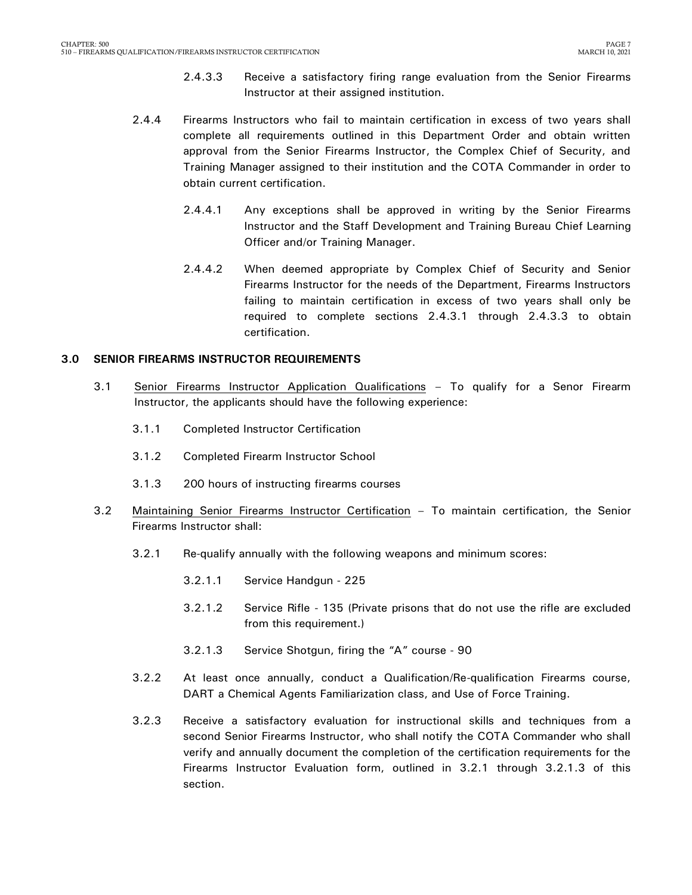2.4.3.3 Receive a satisfactory firing range evaluation from the Senior Firearms Instructor at their assigned institution.

2.4.4 Firearms Instructors who fail to maintain certification in excess of two years shall complete all requirements outlined in this Department Order and obtain written approval from the Senior Firearms Instructor, the Complex Chief of Security, and Training Manager assigned to their institution and the COTA Commander in order to obtain current certification.

2.4.4.1 Any exceptions shall be approved in writing by the Senior Firearms Instructor and the Staff Development and Training Bureau Chief Learning Officer and/or Training Manager.

2.4.4.2 When deemed appropriate by Complex Chief of Security and Senior Firearms Instructor for the needs of the Department, Firearms Instructors failing to maintain certification in excess of two years shall only be required to complete sections 2.4.3.1 through 2.4.3.3 to obtain certification.

## 3.0 SENIOR FIREARMS INSTRUCTOR REQUIREMENTS

3.1 Senior Firearms Instructor Application Qualifications – To qualify for a Senor Firearm Instructor, the applicants should have the following experience:

3.1.1 Completed Instructor Certification

3.1.2 Completed Firearm Instructor School

3.1.3 200 hours of instructing firearms courses

3.2 Maintaining Senior Firearms Instructor Certification – To maintain certification, the Senior Firearms Instructor shall:

3.2.1 Re-qualify annually with the following weapons and minimum scores:

3.2.1.1 Service Handgun - 225

3.2.1.2 Service Rifle - 135 (Private prisons that do not use the rifle are excluded from this requirement.)

3.2.1.3 Service Shotgun, firing the "A" course - 90

3.2.2 At least once annually, conduct a Qualification/Re-qualification Firearms course, DART a Chemical Agents Familiarization class, and Use of Force Training.

3.2.3 Receive a satisfactory evaluation for instructional skills and techniques from a second Senior Firearms Instructor, who shall notify the COTA Commander who shall verify and annually document the completion of the certification requirements for the Firearms Instructor Evaluation form, outlined in 3.2.1 through 3.2.1.3 of this section.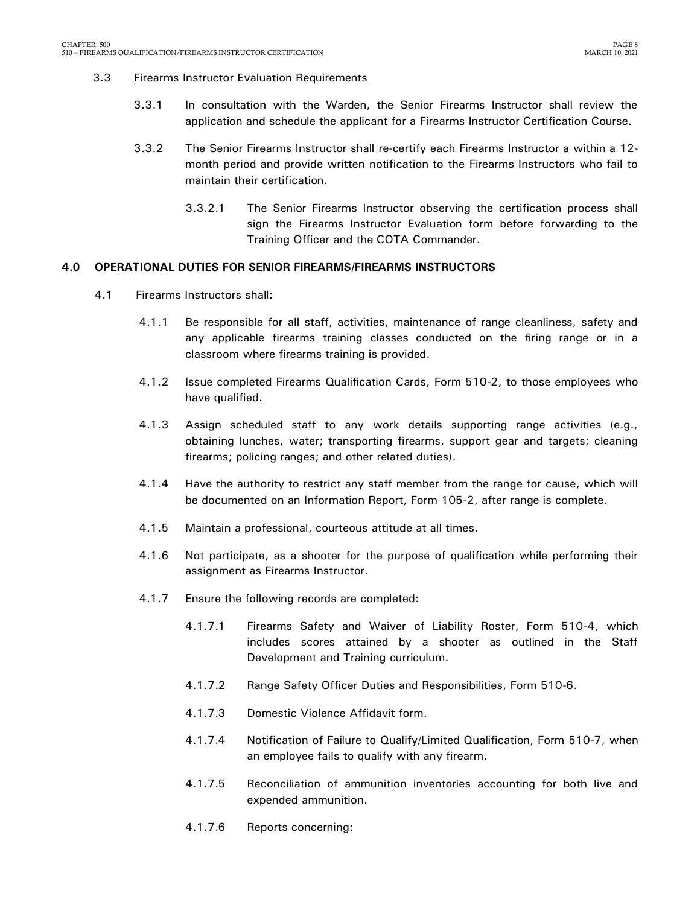### 3.3 Firearms Instructor Evaluation Requirements

3.3.1 In consultation with the Warden, the Senior Firearms Instructor shall review the application and schedule the applicant for a Firearms Instructor Certification Course.

3.3.2 The Senior Firearms Instructor shall re-certify each Firearms Instructor a within a 12-month period and provide written notification to the Firearms Instructors who fail to maintain their certification.

3.3.2.1 The Senior Firearms Instructor observing the certification process shall sign the Firearms Instructor Evaluation form before forwarding to the Training Officer and the COTA Commander.

## 4.0 OPERATIONAL DUTIES FOR SENIOR FIREARMS/FIREARMS INSTRUCTORS

4.1 Firearms Instructors shall:

4.1.1 Be responsible for all staff, activities, maintenance of range cleanliness, safety and any applicable firearms training classes conducted on the firing range or in a classroom where firearms training is provided.

4.1.2 Issue completed Firearms Qualification Cards, Form 510-2, to those employees who have qualified.

4.1.3 Assign scheduled staff to any work details supporting range activities (e.g., obtaining lunches, water; transporting firearms, support gear and targets; cleaning firearms; policing ranges; and other related duties).

4.1.4 Have the authority to restrict any staff member from the range for cause, which will be documented on an Information Report, Form 105-2, after range is complete.

4.1.5 Maintain a professional, courteous attitude at all times.

4.1.6 Not participate, as a shooter for the purpose of qualification while performing their assignment as Firearms Instructor.

4.1.7 Ensure the following records are completed:

4.1.7.1 Firearms Safety and Waiver of Liability Roster, Form 510-4, which includes scores attained by a shooter as outlined in the Staff Development and Training curriculum.

4.1.7.2 Range Safety Officer Duties and Responsibilities, Form 510-6.

4.1.7.3 Domestic Violence Affidavit form.

4.1.7.4 Notification of Failure to Qualify/Limited Qualification, Form 510-7, when an employee fails to qualify with any firearm.

4.1.7.5 Reconciliation of ammunition inventories accounting for both live and expended ammunition.

4.1.7.6 Reports concerning: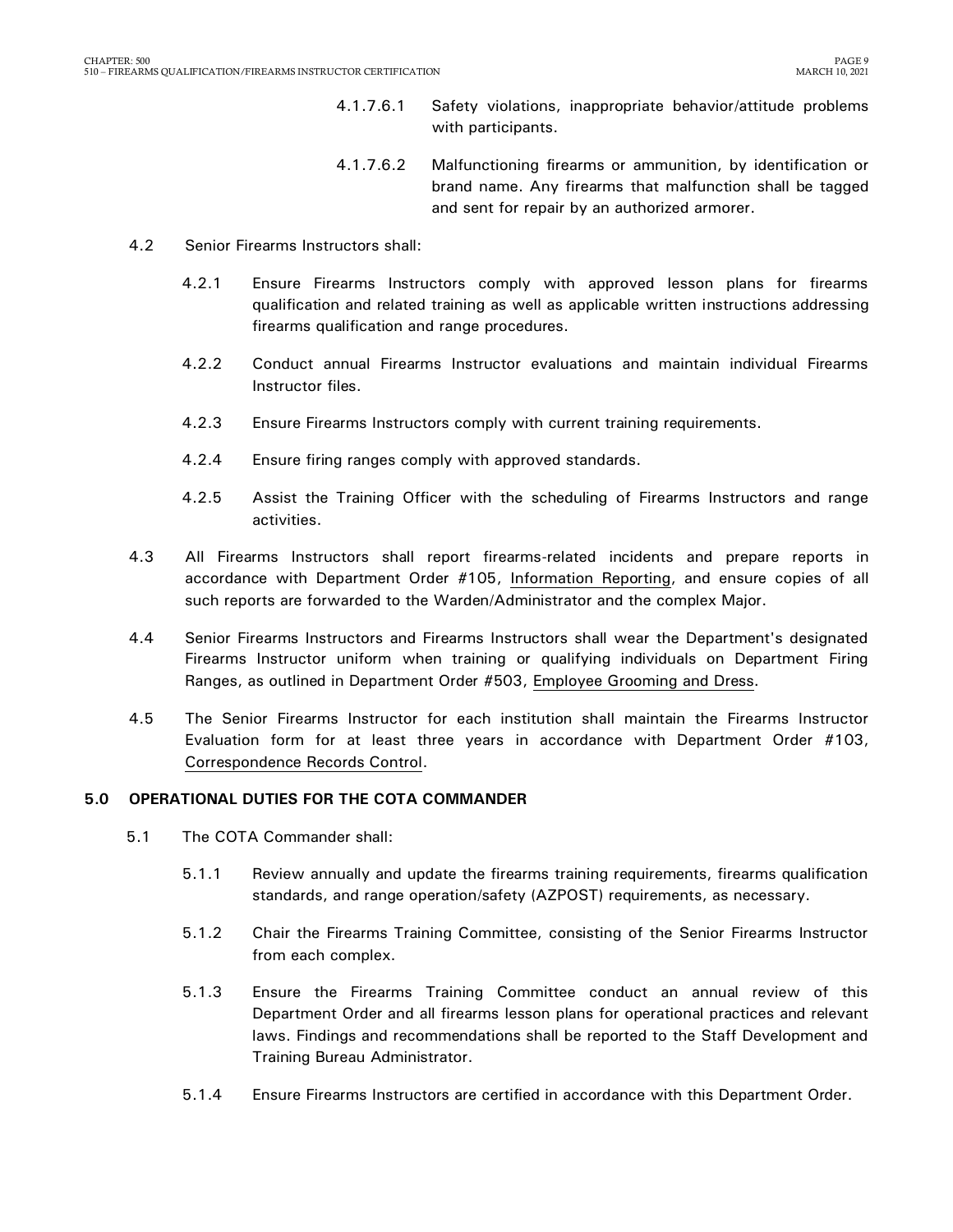4.1.7.6.1 Safety violations, inappropriate behavior/attitude problems with participants.

4.1.7.6.2 Malfunctioning firearms or ammunition, by identification or brand name. Any firearms that malfunction shall be tagged and sent for repair by an authorized armorer.

4.2 Senior Firearms Instructors shall:

4.2.1 Ensure Firearms Instructors comply with approved lesson plans for firearms qualification and related training as well as applicable written instructions addressing firearms qualification and range procedures.

4.2.2 Conduct annual Firearms Instructor evaluations and maintain individual Firearms Instructor files.

4.2.3 Ensure Firearms Instructors comply with current training requirements.

4.2.4 Ensure firing ranges comply with approved standards.

4.2.5 Assist the Training Officer with the scheduling of Firearms Instructors and range activities.

4.3 All Firearms Instructors shall report firearms-related incidents and prepare reports in accordance with Department Order #105, Information Reporting, and ensure copies of all such reports are forwarded to the Warden/Administrator and the complex Major.

4.4 Senior Firearms Instructors and Firearms Instructors shall wear the Department's designated Firearms Instructor uniform when training or qualifying individuals on Department Firing Ranges, as outlined in Department Order #503, Employee Grooming and Dress.

4.5 The Senior Firearms Instructor for each institution shall maintain the Firearms Instructor Evaluation form for at least three years in accordance with Department Order #103, Correspondence Records Control.

## 5.0 OPERATIONAL DUTIES FOR THE COTA COMMANDER

5.1 The COTA Commander shall:

5.1.1 Review annually and update the firearms training requirements, firearms qualification standards, and range operation/safety (AZPOST) requirements, as necessary.

5.1.2 Chair the Firearms Training Committee, consisting of the Senior Firearms Instructor from each complex.

5.1.3 Ensure the Firearms Training Committee conduct an annual review of this Department Order and all firearms lesson plans for operational practices and relevant laws. Findings and recommendations shall be reported to the Staff Development and Training Bureau Administrator.

5.1.4 Ensure Firearms Instructors are certified in accordance with this Department Order.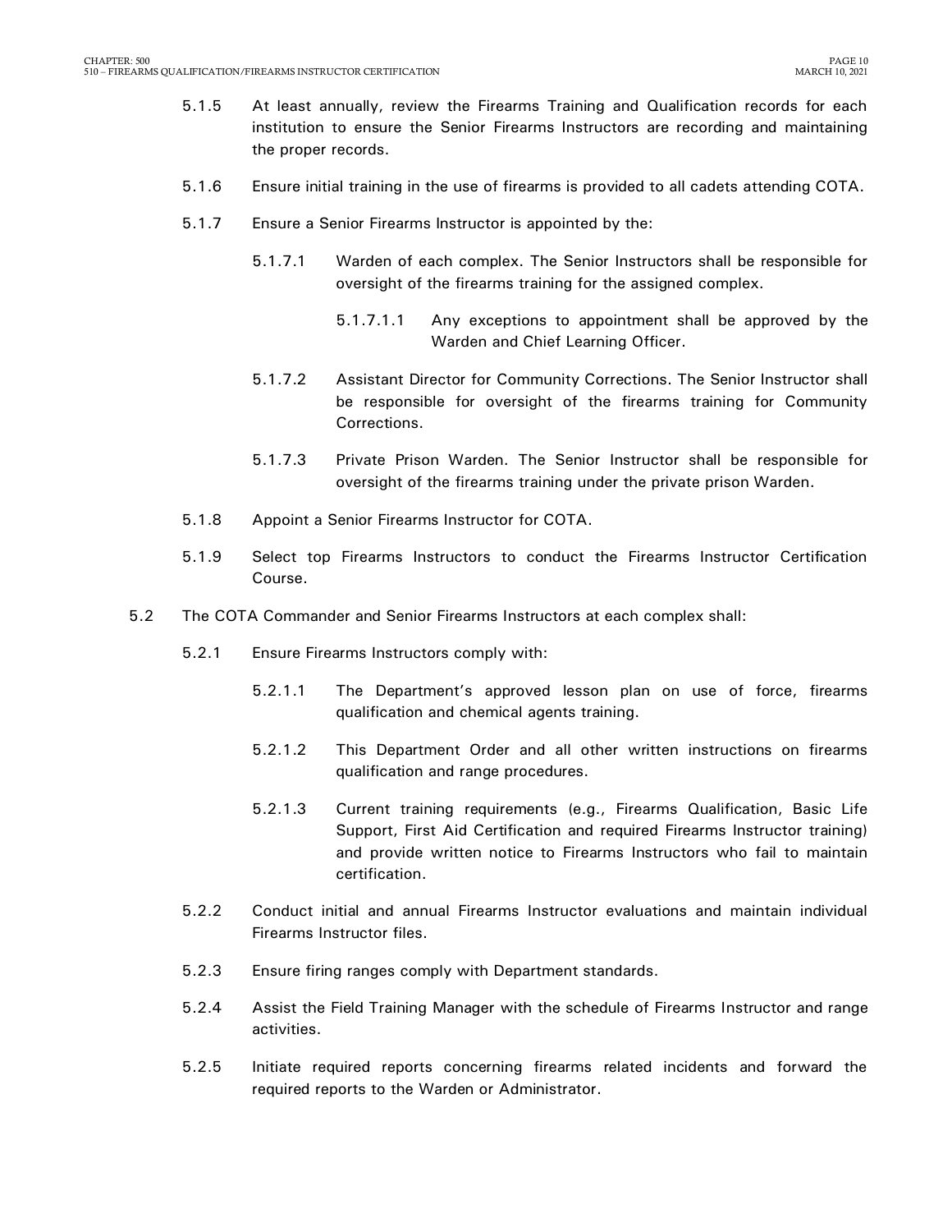5.1.5 At least annually, review the Firearms Training and Qualification records for each institution to ensure the Senior Firearms Instructors are recording and maintaining the proper records.

5.1.6 Ensure initial training in the use of firearms is provided to all cadets attending COTA.

5.1.7 Ensure a Senior Firearms Instructor is appointed by the:

5.1.7.1 Warden of each complex. The Senior Instructors shall be responsible for oversight of the firearms training for the assigned complex.

5.1.7.1.1 Any exceptions to appointment shall be approved by the Warden and Chief Learning Officer.

5.1.7.2 Assistant Director for Community Corrections. The Senior Instructor shall be responsible for oversight of the firearms training for Community Corrections.

5.1.7.3 Private Prison Warden. The Senior Instructor shall be responsible for oversight of the firearms training under the private prison Warden.

5.1.8 Appoint a Senior Firearms Instructor for COTA.

5.1.9 Select top Firearms Instructors to conduct the Firearms Instructor Certification Course.

5.2 The COTA Commander and Senior Firearms Instructors at each complex shall:

5.2.1 Ensure Firearms Instructors comply with:

5.2.1.1 The Department's approved lesson plan on use of force, firearms qualification and chemical agents training.

5.2.1.2 This Department Order and all other written instructions on firearms qualification and range procedures.

5.2.1.3 Current training requirements (e.g., Firearms Qualification, Basic Life Support, First Aid Certification and required Firearms Instructor training) and provide written notice to Firearms Instructors who fail to maintain certification.

5.2.2 Conduct initial and annual Firearms Instructor evaluations and maintain individual Firearms Instructor files.

5.2.3 Ensure firing ranges comply with Department standards.

5.2.4 Assist the Field Training Manager with the schedule of Firearms Instructor and range activities.

5.2.5 Initiate required reports concerning firearms related incidents and forward the required reports to the Warden or Administrator.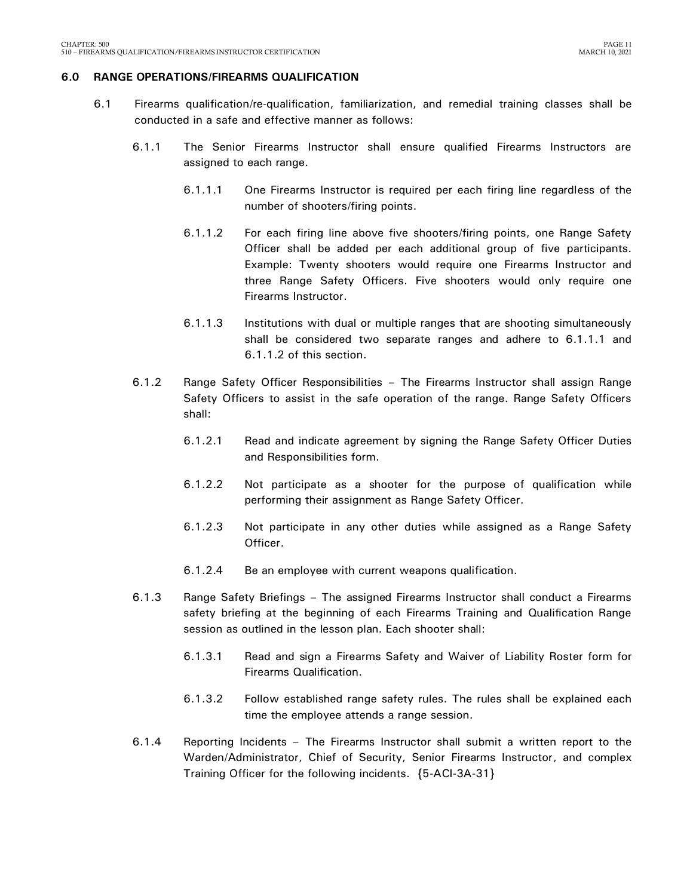## 6.0 RANGE OPERATIONS/FIREARMS QUALIFICATION

6.1 Firearms qualification/re-qualification, familiarization, and remedial training classes shall be conducted in a safe and effective manner as follows:

6.1.1 The Senior Firearms Instructor shall ensure qualified Firearms Instructors are assigned to each range.

6.1.1.1 One Firearms Instructor is required per each firing line regardless of the number of shooters/firing points.

6.1.1.2 For each firing line above five shooters/firing points, one Range Safety Officer shall be added per each additional group of five participants. Example: Twenty shooters would require one Firearms Instructor and three Range Safety Officers. Five shooters would only require one Firearms Instructor.

6.1.1.3 Institutions with dual or multiple ranges that are shooting simultaneously shall be considered two separate ranges and adhere to 6.1.1.1 and 6.1.1.2 of this section.

6.1.2 Range Safety Officer Responsibilities – The Firearms Instructor shall assign Range Safety Officers to assist in the safe operation of the range. Range Safety Officers shall:

6.1.2.1 Read and indicate agreement by signing the Range Safety Officer Duties and Responsibilities form.

6.1.2.2 Not participate as a shooter for the purpose of qualification while performing their assignment as Range Safety Officer.

6.1.2.3 Not participate in any other duties while assigned as a Range Safety Officer.

6.1.2.4 Be an employee with current weapons qualification.

6.1.3 Range Safety Briefings – The assigned Firearms Instructor shall conduct a Firearms safety briefing at the beginning of each Firearms Training and Qualification Range session as outlined in the lesson plan. Each shooter shall:

6.1.3.1 Read and sign a Firearms Safety and Waiver of Liability Roster form for Firearms Qualification.

6.1.3.2 Follow established range safety rules. The rules shall be explained each time the employee attends a range session.

6.1.4 Reporting Incidents – The Firearms Instructor shall submit a written report to the Warden/Administrator, Chief of Security, Senior Firearms Instructor, and complex Training Officer for the following incidents. {5-ACI-3A-31}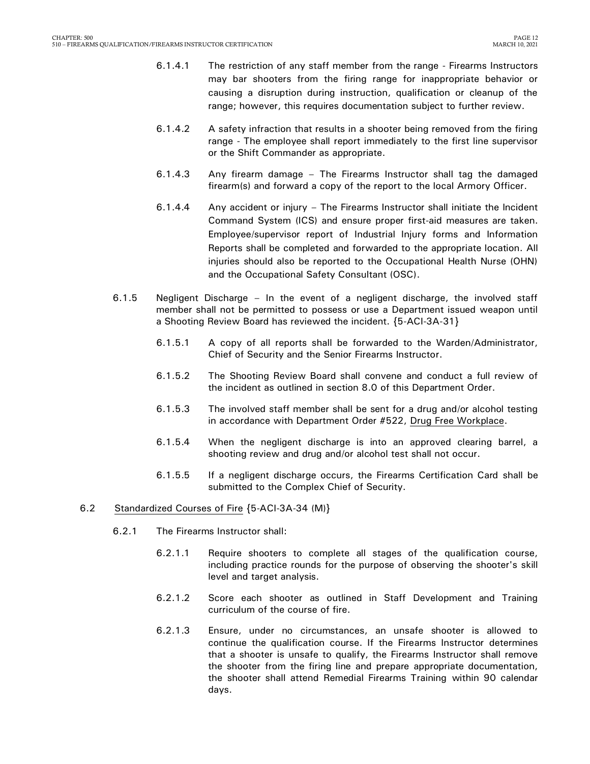6.1.4.1 The restriction of any staff member from the range - Firearms Instructors may bar shooters from the firing range for inappropriate behavior or causing a disruption during instruction, qualification or cleanup of the range; however, this requires documentation subject to further review.

6.1.4.2 A safety infraction that results in a shooter being removed from the firing range - The employee shall report immediately to the first line supervisor or the Shift Commander as appropriate.

6.1.4.3 Any firearm damage – The Firearms Instructor shall tag the damaged firearm(s) and forward a copy of the report to the local Armory Officer.

6.1.4.4 Any accident or injury – The Firearms Instructor shall initiate the Incident Command System (ICS) and ensure proper first-aid measures are taken. Employee/supervisor report of Industrial Injury forms and Information Reports shall be completed and forwarded to the appropriate location. All injuries should also be reported to the Occupational Health Nurse (OHN) and the Occupational Safety Consultant (OSC).

6.1.5 Negligent Discharge – In the event of a negligent discharge, the involved staff member shall not be permitted to possess or use a Department issued weapon until a Shooting Review Board has reviewed the incident. {5-ACI-3A-31}

6.1.5.1 A copy of all reports shall be forwarded to the Warden/Administrator, Chief of Security and the Senior Firearms Instructor.

6.1.5.2 The Shooting Review Board shall convene and conduct a full review of the incident as outlined in section 8.0 of this Department Order.

6.1.5.3 The involved staff member shall be sent for a drug and/or alcohol testing in accordance with Department Order #522, Drug Free Workplace.

6.1.5.4 When the negligent discharge is into an approved clearing barrel, a shooting review and drug and/or alcohol test shall not occur.

6.1.5.5 If a negligent discharge occurs, the Firearms Certification Card shall be submitted to the Complex Chief of Security.

6.2 Standardized Courses of Fire {5-ACI-3A-34 (M)}

6.2.1 The Firearms Instructor shall:

6.2.1.1 Require shooters to complete all stages of the qualification course, including practice rounds for the purpose of observing the shooter's skill level and target analysis.

6.2.1.2 Score each shooter as outlined in Staff Development and Training curriculum of the course of fire.

6.2.1.3 Ensure, under no circumstances, an unsafe shooter is allowed to continue the qualification course. If the Firearms Instructor determines that a shooter is unsafe to qualify, the Firearms Instructor shall remove the shooter from the firing line and prepare appropriate documentation, the shooter shall attend Remedial Firearms Training within 90 calendar days.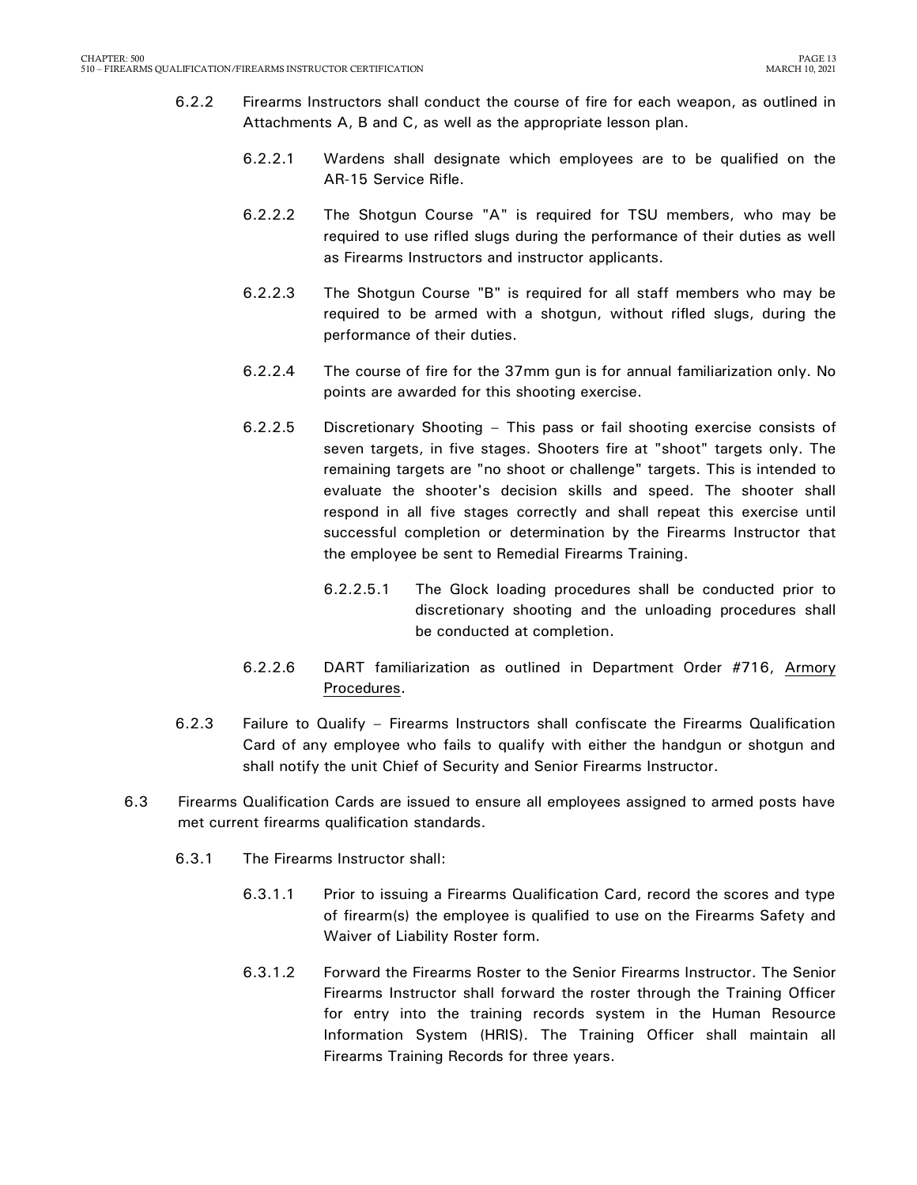6.2.2 Firearms Instructors shall conduct the course of fire for each weapon, as outlined in Attachments A, B and C, as well as the appropriate lesson plan.

6.2.2.1 Wardens shall designate which employees are to be qualified on the AR-15 Service Rifle.

6.2.2.2 The Shotgun Course "A" is required for TSU members, who may be required to use rifled slugs during the performance of their duties as well as Firearms Instructors and instructor applicants.

6.2.2.3 The Shotgun Course "B" is required for all staff members who may be required to be armed with a shotgun, without rifled slugs, during the performance of their duties.

6.2.2.4 The course of fire for the 37mm gun is for annual familiarization only. No points are awarded for this shooting exercise.

6.2.2.5 Discretionary Shooting – This pass or fail shooting exercise consists of seven targets, in five stages. Shooters fire at "shoot" targets only. The remaining targets are "no shoot or challenge" targets. This is intended to evaluate the shooter's decision skills and speed. The shooter shall respond in all five stages correctly and shall repeat this exercise until successful completion or determination by the Firearms Instructor that the employee be sent to Remedial Firearms Training.

6.2.2.5.1 The Glock loading procedures shall be conducted prior to discretionary shooting and the unloading procedures shall be conducted at completion.

6.2.2.6 DART familiarization as outlined in Department Order #716, Armory Procedures.

6.2.3 Failure to Qualify – Firearms Instructors shall confiscate the Firearms Qualification Card of any employee who fails to qualify with either the handgun or shotgun and shall notify the unit Chief of Security and Senior Firearms Instructor.

6.3 Firearms Qualification Cards are issued to ensure all employees assigned to armed posts have met current firearms qualification standards.

6.3.1 The Firearms Instructor shall:

6.3.1.1 Prior to issuing a Firearms Qualification Card, record the scores and type of firearm(s) the employee is qualified to use on the Firearms Safety and Waiver of Liability Roster form.

6.3.1.2 Forward the Firearms Roster to the Senior Firearms Instructor. The Senior Firearms Instructor shall forward the roster through the Training Officer for entry into the training records system in the Human Resource Information System (HRIS). The Training Officer shall maintain all Firearms Training Records for three years.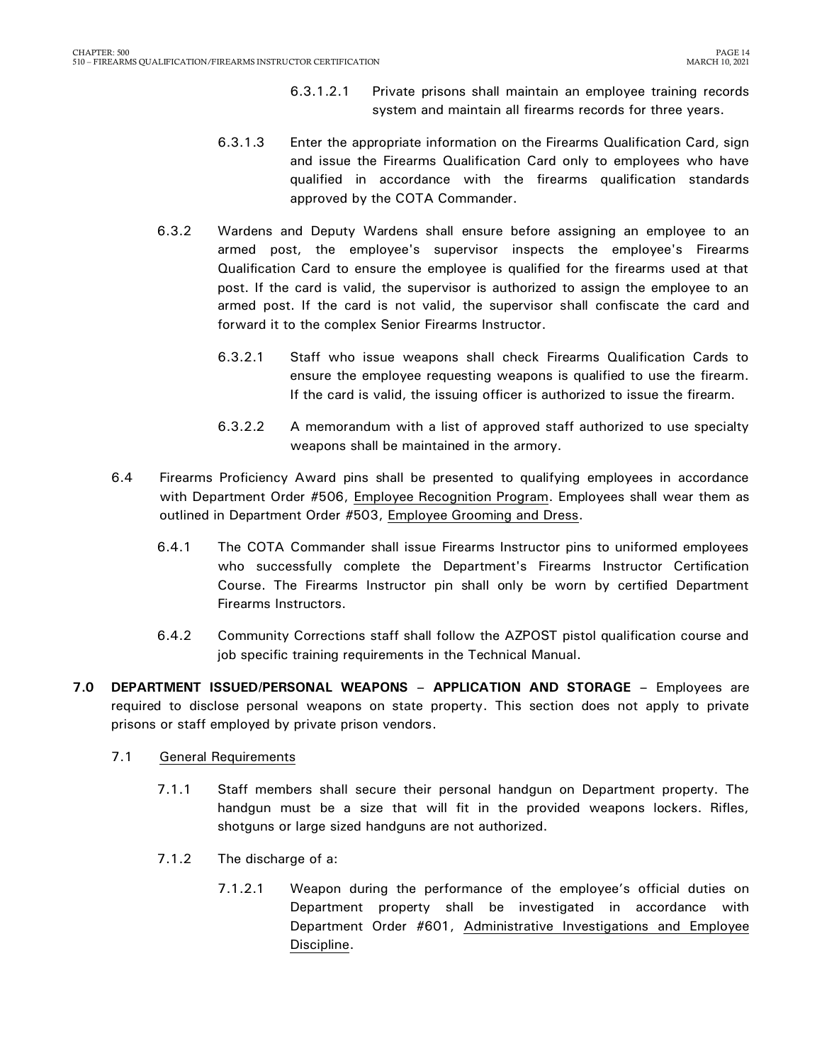6.3.1.2.1 Private prisons shall maintain an employee training records system and maintain all firearms records for three years.

6.3.1.3 Enter the appropriate information on the Firearms Qualification Card, sign and issue the Firearms Qualification Card only to employees who have qualified in accordance with the firearms qualification standards approved by the COTA Commander.

6.3.2 Wardens and Deputy Wardens shall ensure before assigning an employee to an armed post, the employee's supervisor inspects the employee's Firearms Qualification Card to ensure the employee is qualified for the firearms used at that post. If the card is valid, the supervisor is authorized to assign the employee to an armed post. If the card is not valid, the supervisor shall confiscate the card and forward it to the complex Senior Firearms Instructor.

6.3.2.1 Staff who issue weapons shall check Firearms Qualification Cards to ensure the employee requesting weapons is qualified to use the firearm. If the card is valid, the issuing officer is authorized to issue the firearm.

6.3.2.2 A memorandum with a list of approved staff authorized to use specialty weapons shall be maintained in the armory.

6.4 Firearms Proficiency Award pins shall be presented to qualifying employees in accordance with Department Order #506, Employee Recognition Program. Employees shall wear them as outlined in Department Order #503, Employee Grooming and Dress.

6.4.1 The COTA Commander shall issue Firearms Instructor pins to uniformed employees who successfully complete the Department's Firearms Instructor Certification Course. The Firearms Instructor pin shall only be worn by certified Department Firearms Instructors.

6.4.2 Community Corrections staff shall follow the AZPOST pistol qualification course and job specific training requirements in the Technical Manual.

**7.0 DEPARTMENT ISSUED/PERSONAL WEAPONS – APPLICATION AND STORAGE** – Employees are required to disclose personal weapons on state property. This section does not apply to private prisons or staff employed by private prison vendors.

7.1 General Requirements

7.1.1 Staff members shall secure their personal handgun on Department property. The handgun must be a size that will fit in the provided weapons lockers. Rifles, shotguns or large sized handguns are not authorized.

7.1.2 The discharge of a:

7.1.2.1 Weapon during the performance of the employee's official duties on Department property shall be investigated in accordance with Department Order #601, Administrative Investigations and Employee Discipline.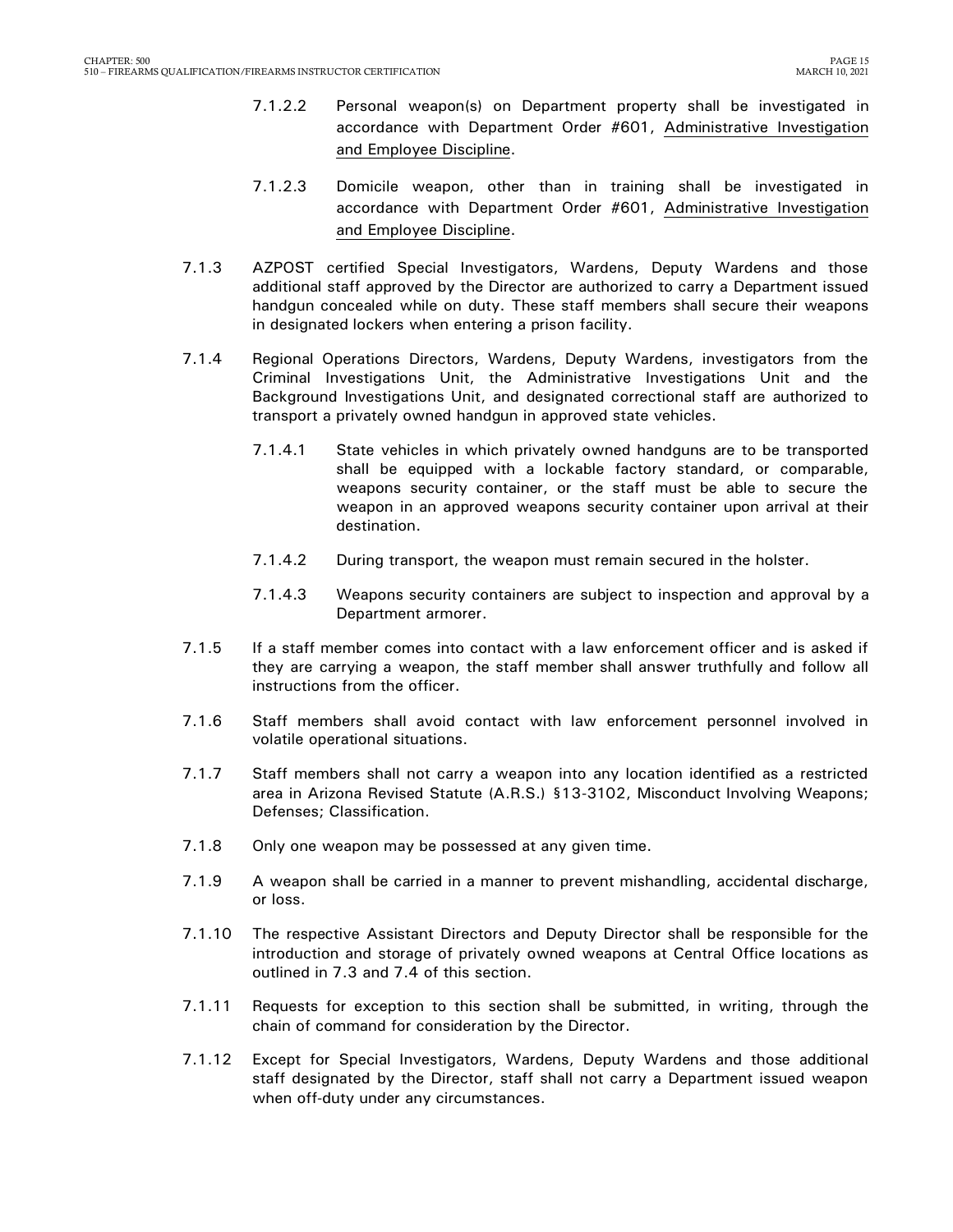7.1.2.2 Personal weapon(s) on Department property shall be investigated in accordance with Department Order #601, Administrative Investigation and Employee Discipline.

7.1.2.3 Domicile weapon, other than in training shall be investigated in accordance with Department Order #601, Administrative Investigation and Employee Discipline.

7.1.3 AZPOST certified Special Investigators, Wardens, Deputy Wardens and those additional staff approved by the Director are authorized to carry a Department issued handgun concealed while on duty. These staff members shall secure their weapons in designated lockers when entering a prison facility.

7.1.4 Regional Operations Directors, Wardens, Deputy Wardens, investigators from the Criminal Investigations Unit, the Administrative Investigations Unit and the Background Investigations Unit, and designated correctional staff are authorized to transport a privately owned handgun in approved state vehicles.

7.1.4.1 State vehicles in which privately owned handguns are to be transported shall be equipped with a lockable factory standard, or comparable, weapons security container, or the staff must be able to secure the weapon in an approved weapons security container upon arrival at their destination.

7.1.4.2 During transport, the weapon must remain secured in the holster.

7.1.4.3 Weapons security containers are subject to inspection and approval by a Department armorer.

7.1.5 If a staff member comes into contact with a law enforcement officer and is asked if they are carrying a weapon, the staff member shall answer truthfully and follow all instructions from the officer.

7.1.6 Staff members shall avoid contact with law enforcement personnel involved in volatile operational situations.

7.1.7 Staff members shall not carry a weapon into any location identified as a restricted area in Arizona Revised Statute (A.R.S.) §13-3102, Misconduct Involving Weapons; Defenses; Classification.

7.1.8 Only one weapon may be possessed at any given time.

7.1.9 A weapon shall be carried in a manner to prevent mishandling, accidental discharge, or loss.

7.1.10 The respective Assistant Directors and Deputy Director shall be responsible for the introduction and storage of privately owned weapons at Central Office locations as outlined in 7.3 and 7.4 of this section.

7.1.11 Requests for exception to this section shall be submitted, in writing, through the chain of command for consideration by the Director.

7.1.12 Except for Special Investigators, Wardens, Deputy Wardens and those additional staff designated by the Director, staff shall not carry a Department issued weapon when off-duty under any circumstances.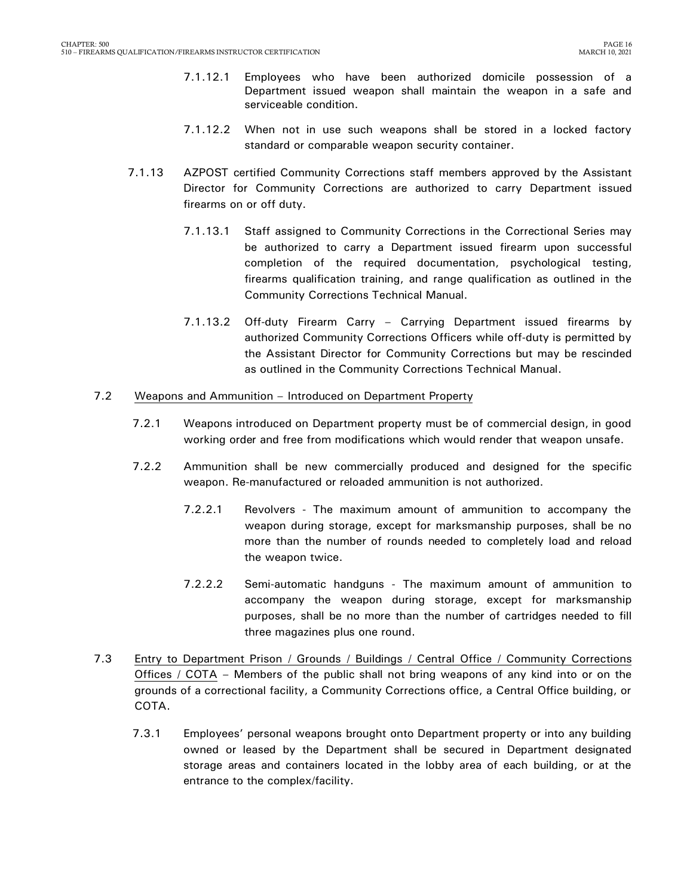7.1.12.1 Employees who have been authorized domicile possession of a Department issued weapon shall maintain the weapon in a safe and serviceable condition.

7.1.12.2 When not in use such weapons shall be stored in a locked factory standard or comparable weapon security container.

7.1.13 AZPOST certified Community Corrections staff members approved by the Assistant Director for Community Corrections are authorized to carry Department issued firearms on or off duty.

7.1.13.1 Staff assigned to Community Corrections in the Correctional Series may be authorized to carry a Department issued firearm upon successful completion of the required documentation, psychological testing, firearms qualification training, and range qualification as outlined in the Community Corrections Technical Manual.

7.1.13.2 Off-duty Firearm Carry – Carrying Department issued firearms by authorized Community Corrections Officers while off-duty is permitted by the Assistant Director for Community Corrections but may be rescinded as outlined in the Community Corrections Technical Manual.

7.2 Weapons and Ammunition – Introduced on Department Property

7.2.1 Weapons introduced on Department property must be of commercial design, in good working order and free from modifications which would render that weapon unsafe.

7.2.2 Ammunition shall be new commercially produced and designed for the specific weapon. Re-manufactured or reloaded ammunition is not authorized.

7.2.2.1 Revolvers - The maximum amount of ammunition to accompany the weapon during storage, except for marksmanship purposes, shall be no more than the number of rounds needed to completely load and reload the weapon twice.

7.2.2.2 Semi-automatic handguns - The maximum amount of ammunition to accompany the weapon during storage, except for marksmanship purposes, shall be no more than the number of cartridges needed to fill three magazines plus one round.

7.3 Entry to Department Prison / Grounds / Buildings / Central Office / Community Corrections Offices / COTA – Members of the public shall not bring weapons of any kind into or on the grounds of a correctional facility, a Community Corrections office, a Central Office building, or COTA.

7.3.1 Employees' personal weapons brought onto Department property or into any building owned or leased by the Department shall be secured in Department designated storage areas and containers located in the lobby area of each building, or at the entrance to the complex/facility.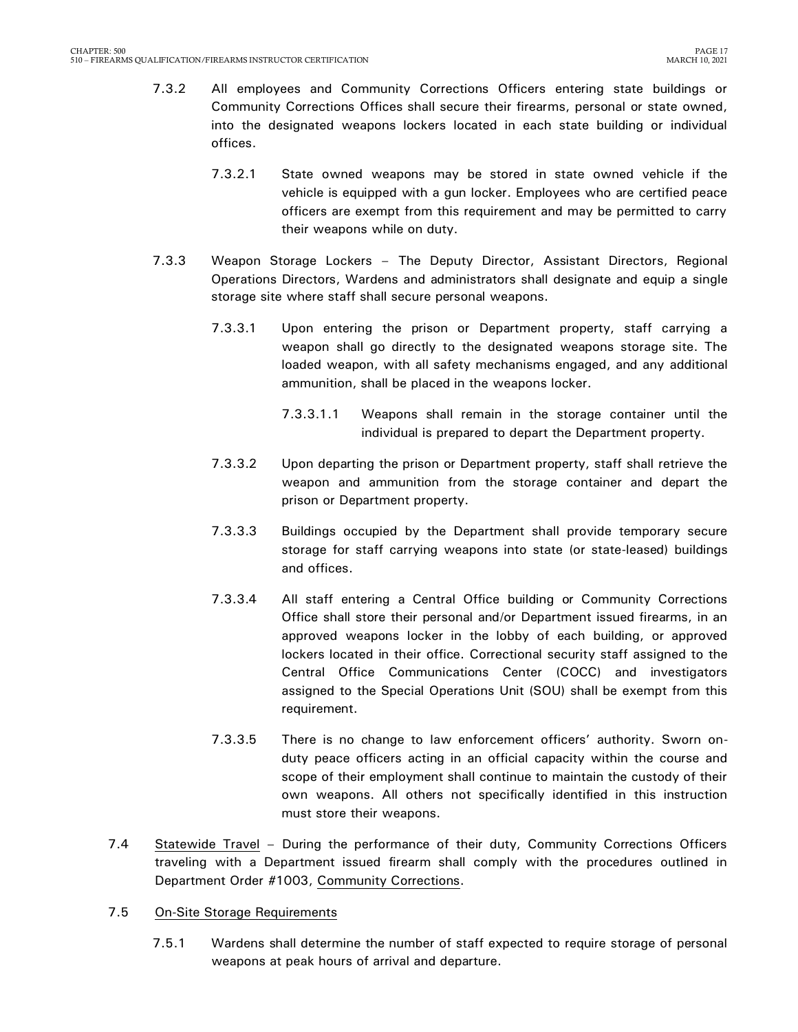7.3.2 All employees and Community Corrections Officers entering state buildings or Community Corrections Offices shall secure their firearms, personal or state owned, into the designated weapons lockers located in each state building or individual offices.

7.3.2.1 State owned weapons may be stored in state owned vehicle if the vehicle is equipped with a gun locker. Employees who are certified peace officers are exempt from this requirement and may be permitted to carry their weapons while on duty.

7.3.3 Weapon Storage Lockers – The Deputy Director, Assistant Directors, Regional Operations Directors, Wardens and administrators shall designate and equip a single storage site where staff shall secure personal weapons.

7.3.3.1 Upon entering the prison or Department property, staff carrying a weapon shall go directly to the designated weapons storage site. The loaded weapon, with all safety mechanisms engaged, and any additional ammunition, shall be placed in the weapons locker.

7.3.3.1.1 Weapons shall remain in the storage container until the individual is prepared to depart the Department property.

7.3.3.2 Upon departing the prison or Department property, staff shall retrieve the weapon and ammunition from the storage container and depart the prison or Department property.

7.3.3.3 Buildings occupied by the Department shall provide temporary secure storage for staff carrying weapons into state (or state-leased) buildings and offices.

7.3.3.4 All staff entering a Central Office building or Community Corrections Office shall store their personal and/or Department issued firearms, in an approved weapons locker in the lobby of each building, or approved lockers located in their office. Correctional security staff assigned to the Central Office Communications Center (COCC) and investigators assigned to the Special Operations Unit (SOU) shall be exempt from this requirement.

7.3.3.5 There is no change to law enforcement officers' authority. Sworn on-duty peace officers acting in an official capacity within the course and scope of their employment shall continue to maintain the custody of their own weapons. All others not specifically identified in this instruction must store their weapons.

7.4 Statewide Travel – During the performance of their duty, Community Corrections Officers traveling with a Department issued firearm shall comply with the procedures outlined in Department Order #1003, Community Corrections.

7.5 On-Site Storage Requirements

7.5.1 Wardens shall determine the number of staff expected to require storage of personal weapons at peak hours of arrival and departure.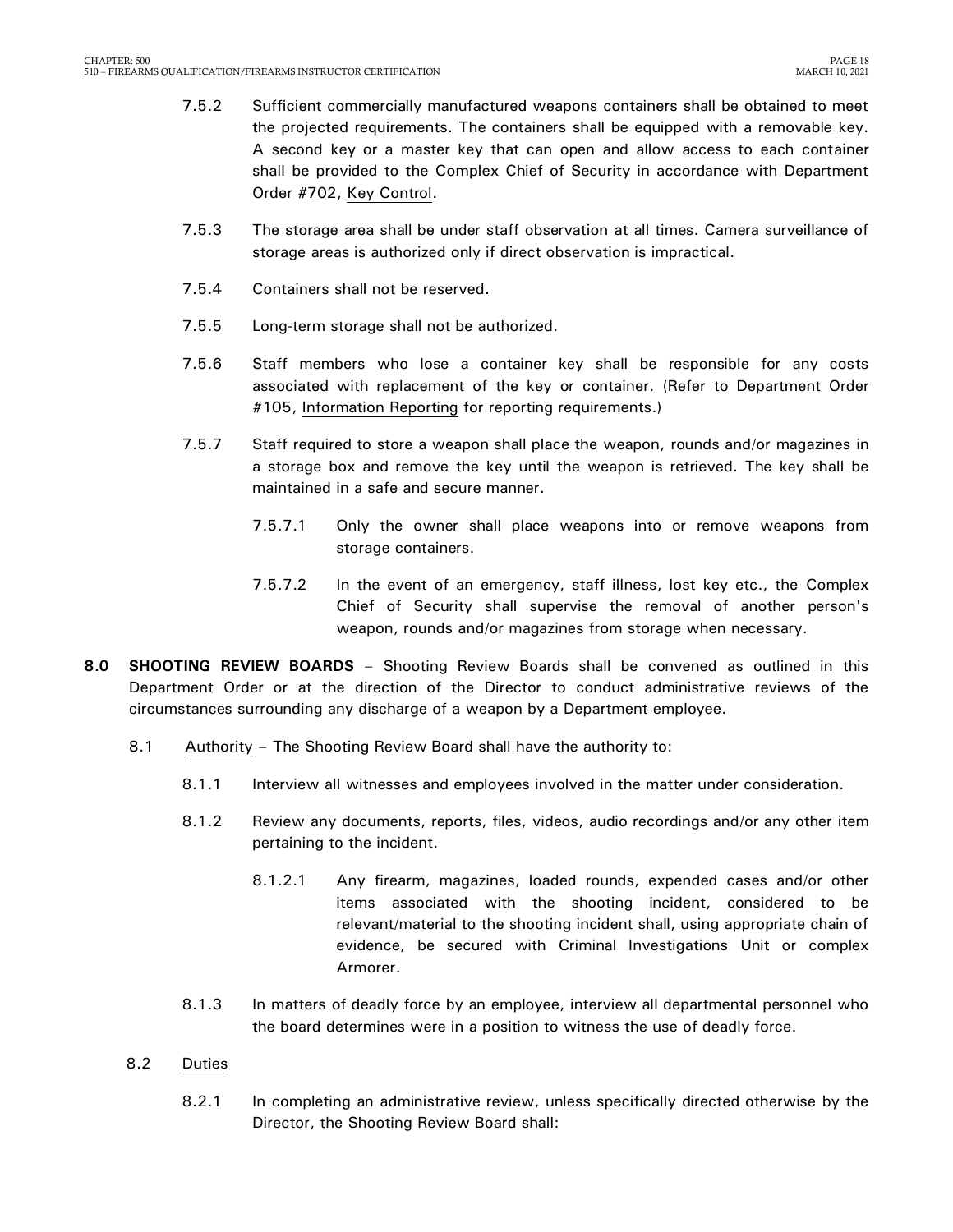7.5.2 Sufficient commercially manufactured weapons containers shall be obtained to meet the projected requirements. The containers shall be equipped with a removable key. A second key or a master key that can open and allow access to each container shall be provided to the Complex Chief of Security in accordance with Department Order #702, Key Control.

7.5.3 The storage area shall be under staff observation at all times. Camera surveillance of storage areas is authorized only if direct observation is impractical.

7.5.4 Containers shall not be reserved.

7.5.5 Long-term storage shall not be authorized.

7.5.6 Staff members who lose a container key shall be responsible for any costs associated with replacement of the key or container. (Refer to Department Order #105, Information Reporting for reporting requirements.)

7.5.7 Staff required to store a weapon shall place the weapon, rounds and/or magazines in a storage box and remove the key until the weapon is retrieved. The key shall be maintained in a safe and secure manner.

7.5.7.1 Only the owner shall place weapons into or remove weapons from storage containers.

7.5.7.2 In the event of an emergency, staff illness, lost key etc., the Complex Chief of Security shall supervise the removal of another person's weapon, rounds and/or magazines from storage when necessary.

**8.0 SHOOTING REVIEW BOARDS** – Shooting Review Boards shall be convened as outlined in this Department Order or at the direction of the Director to conduct administrative reviews of the circumstances surrounding any discharge of a weapon by a Department employee.

8.1 Authority – The Shooting Review Board shall have the authority to:

8.1.1 Interview all witnesses and employees involved in the matter under consideration.

8.1.2 Review any documents, reports, files, videos, audio recordings and/or any other item pertaining to the incident.

8.1.2.1 Any firearm, magazines, loaded rounds, expended cases and/or other items associated with the shooting incident, considered to be relevant/material to the shooting incident shall, using appropriate chain of evidence, be secured with Criminal Investigations Unit or complex Armorer.

8.1.3 In matters of deadly force by an employee, interview all departmental personnel who the board determines were in a position to witness the use of deadly force.

8.2 Duties

8.2.1 In completing an administrative review, unless specifically directed otherwise by the Director, the Shooting Review Board shall: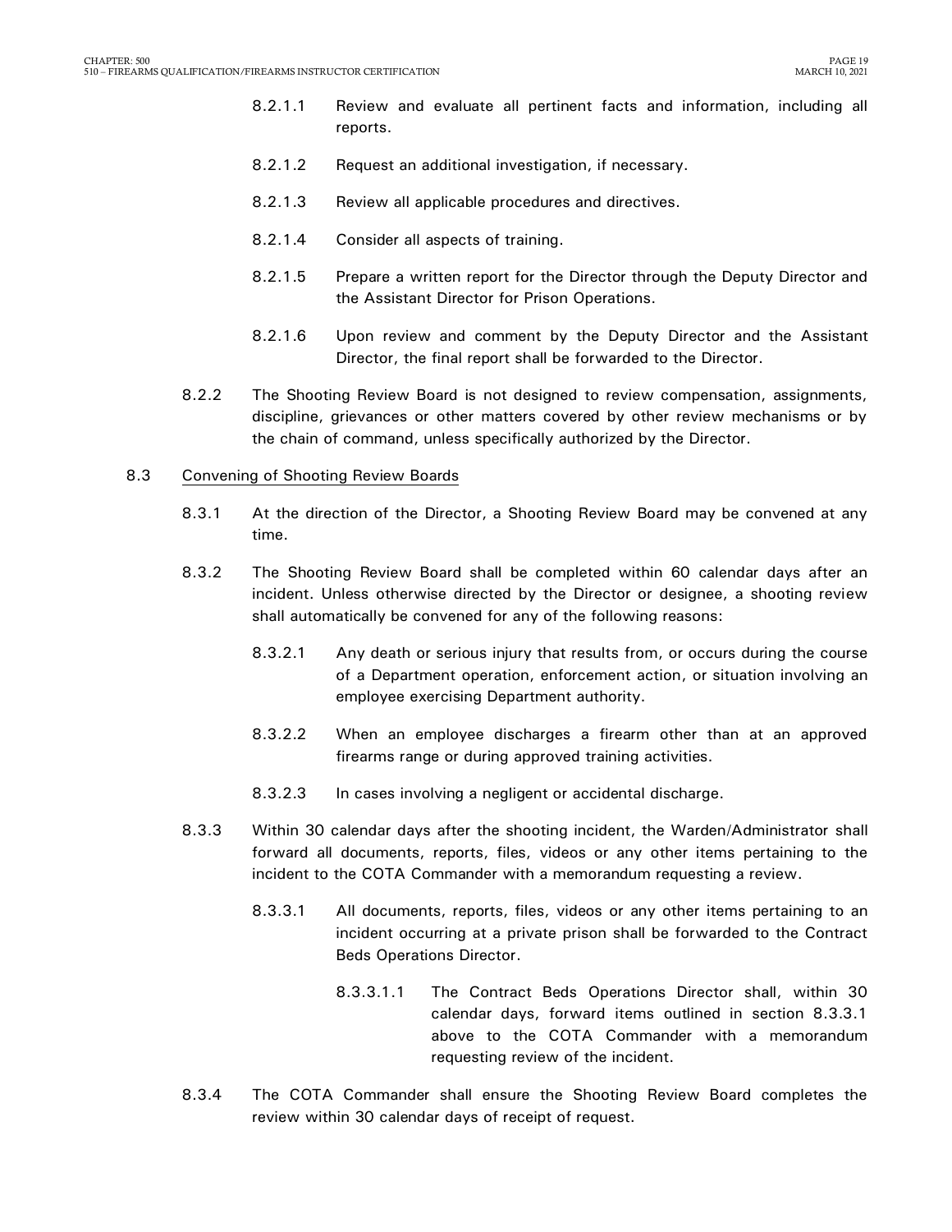8.2.1.1 Review and evaluate all pertinent facts and information, including all reports.

8.2.1.2 Request an additional investigation, if necessary.

8.2.1.3 Review all applicable procedures and directives.

8.2.1.4 Consider all aspects of training.

8.2.1.5 Prepare a written report for the Director through the Deputy Director and the Assistant Director for Prison Operations.

8.2.1.6 Upon review and comment by the Deputy Director and the Assistant Director, the final report shall be forwarded to the Director.

8.2.2 The Shooting Review Board is not designed to review compensation, assignments, discipline, grievances or other matters covered by other review mechanisms or by the chain of command, unless specifically authorized by the Director.

8.3 Convening of Shooting Review Boards

8.3.1 At the direction of the Director, a Shooting Review Board may be convened at any time.

8.3.2 The Shooting Review Board shall be completed within 60 calendar days after an incident. Unless otherwise directed by the Director or designee, a shooting review shall automatically be convened for any of the following reasons:

8.3.2.1 Any death or serious injury that results from, or occurs during the course of a Department operation, enforcement action, or situation involving an employee exercising Department authority.

8.3.2.2 When an employee discharges a firearm other than at an approved firearms range or during approved training activities.

8.3.2.3 In cases involving a negligent or accidental discharge.

8.3.3 Within 30 calendar days after the shooting incident, the Warden/Administrator shall forward all documents, reports, files, videos or any other items pertaining to the incident to the COTA Commander with a memorandum requesting a review.

8.3.3.1 All documents, reports, files, videos or any other items pertaining to an incident occurring at a private prison shall be forwarded to the Contract Beds Operations Director.

8.3.3.1.1 The Contract Beds Operations Director shall, within 30 calendar days, forward items outlined in section 8.3.3.1 above to the COTA Commander with a memorandum requesting review of the incident.

8.3.4 The COTA Commander shall ensure the Shooting Review Board completes the review within 30 calendar days of receipt of request.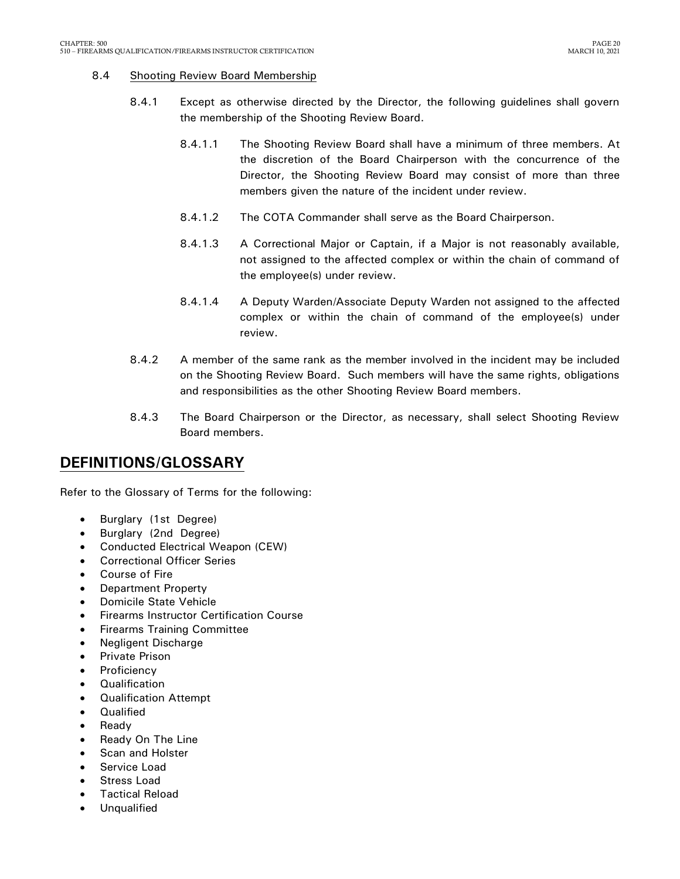8.4 Shooting Review Board Membership

8.4.1 Except as otherwise directed by the Director, the following guidelines shall govern the membership of the Shooting Review Board.

8.4.1.1 The Shooting Review Board shall have a minimum of three members. At the discretion of the Board Chairperson with the concurrence of the Director, the Shooting Review Board may consist of more than three members given the nature of the incident under review.

8.4.1.2 The COTA Commander shall serve as the Board Chairperson.

8.4.1.3 A Correctional Major or Captain, if a Major is not reasonably available, not assigned to the affected complex or within the chain of command of the employee(s) under review.

8.4.1.4 A Deputy Warden/Associate Deputy Warden not assigned to the affected complex or within the chain of command of the employee(s) under review.

8.4.2 A member of the same rank as the member involved in the incident may be included on the Shooting Review Board. Such members will have the same rights, obligations and responsibilities as the other Shooting Review Board members.

8.4.3 The Board Chairperson or the Director, as necessary, shall select Shooting Review Board members.

## DEFINITIONS/GLOSSARY

Refer to the Glossary of Terms for the following:

- Burglary (1st Degree)
- Burglary (2nd Degree)
- Conducted Electrical Weapon (CEW)
- Correctional Officer Series
- Course of Fire
- Department Property
- Domicile State Vehicle
- Firearms Instructor Certification Course
- Firearms Training Committee
- Negligent Discharge
- Private Prison
- Proficiency
- Qualification
- Qualification Attempt
- Qualified
- Ready
- Ready On The Line
- Scan and Holster
- Service Load
- Stress Load
- Tactical Reload
- Unqualified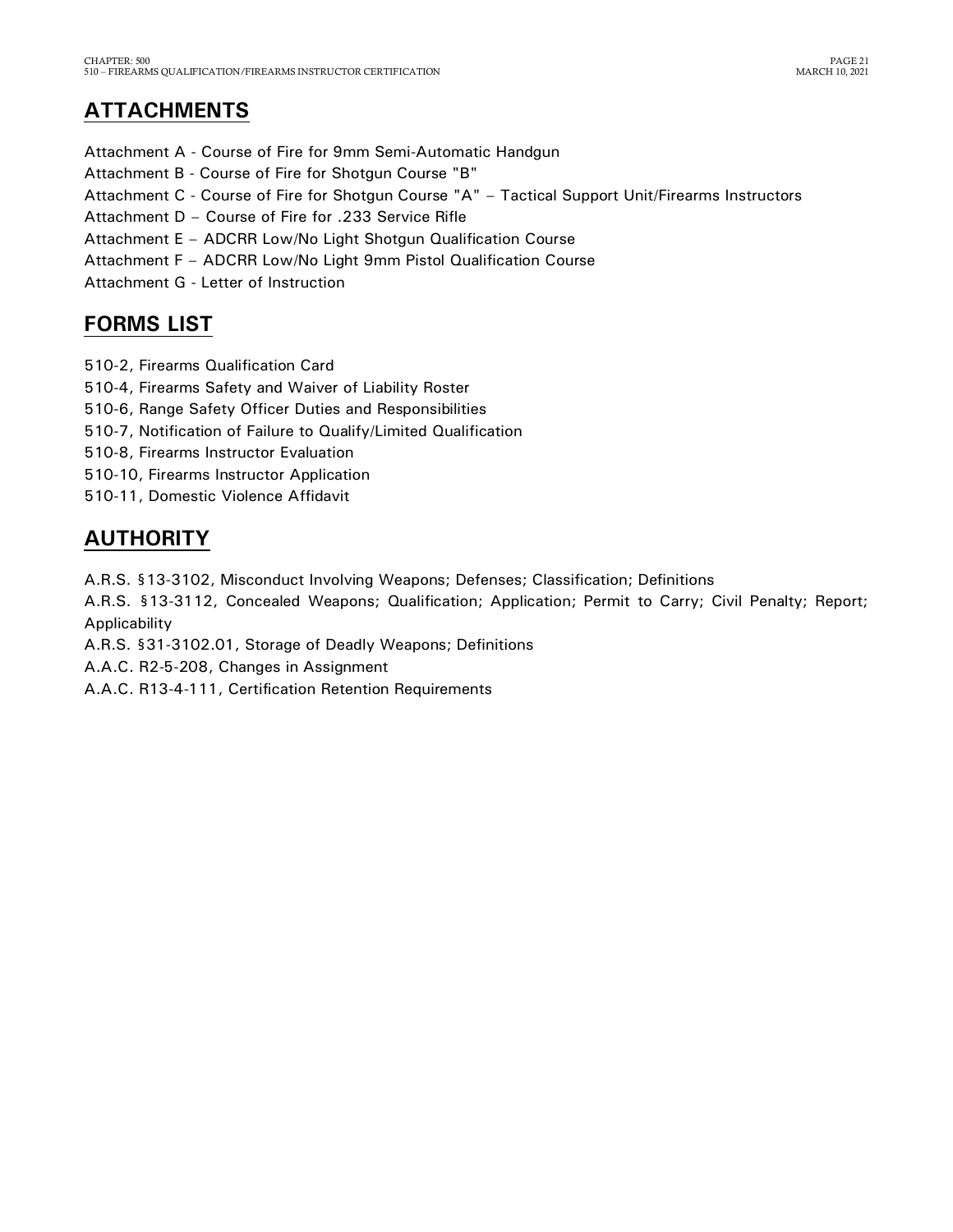## ATTACHMENTS

Attachment A - Course of Fire for 9mm Semi-Automatic Handgun
Attachment B - Course of Fire for Shotgun Course "B"
Attachment C - Course of Fire for Shotgun Course "A" – Tactical Support Unit/Firearms Instructors
Attachment D – Course of Fire for .233 Service Rifle
Attachment E – ADCRR Low/No Light Shotgun Qualification Course
Attachment F – ADCRR Low/No Light 9mm Pistol Qualification Course
Attachment G - Letter of Instruction

## FORMS LIST

510-2, Firearms Qualification Card
510-4, Firearms Safety and Waiver of Liability Roster
510-6, Range Safety Officer Duties and Responsibilities
510-7, Notification of Failure to Qualify/Limited Qualification
510-8, Firearms Instructor Evaluation
510-10, Firearms Instructor Application
510-11, Domestic Violence Affidavit

## AUTHORITY

A.R.S. §13-3102, Misconduct Involving Weapons; Defenses; Classification; Definitions
A.R.S. §13-3112, Concealed Weapons; Qualification; Application; Permit to Carry; Civil Penalty; Report; Applicability
A.R.S. §31-3102.01, Storage of Deadly Weapons; Definitions
A.A.C. R2-5-208, Changes in Assignment
A.A.C. R13-4-111, Certification Retention Requirements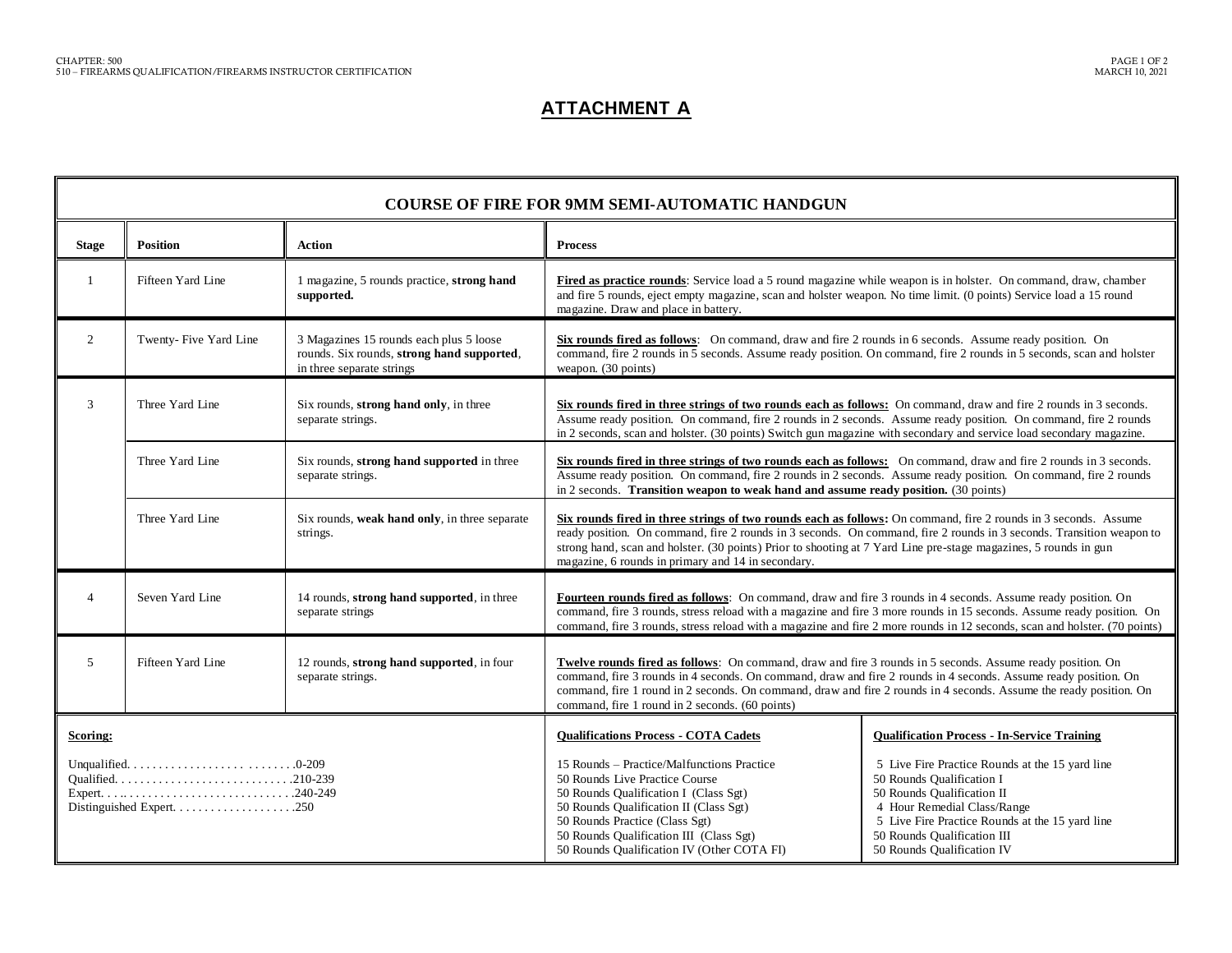# ATTACHMENT A

| COURSE OF FIRE FOR 9MM SEMI-AUTOMATIC HANDGUN | | | |
|---|---|---|---|
| **Stage** | **Position** | **Action** | **Process** |
| 1 | Fifteen Yard Line | 1 magazine, 5 rounds practice, **strong hand supported.** | **Fired as practice rounds**: Service load a 5 round magazine while weapon is in holster. On command, draw, chamber and fire 5 rounds, eject empty magazine, scan and holster weapon. No time limit. (0 points) Service load a 15 round magazine. Draw and place in battery. |
| 2 | Twenty- Five Yard Line | 3 Magazines 15 rounds each plus 5 loose rounds. Six rounds, **strong hand supported**, in three separate strings | **Six rounds fired as follows**: On command, draw and fire 2 rounds in 6 seconds. Assume ready position. On command, fire 2 rounds in 5 seconds. Assume ready position. On command, fire 2 rounds in 5 seconds, scan and holster weapon. (30 points) |
| 3 | Three Yard Line | Six rounds, **strong hand only**, in three separate strings. | **Six rounds fired in three strings of two rounds each as follows:** On command, draw and fire 2 rounds in 3 seconds. Assume ready position. On command, fire 2 rounds in 2 seconds. Assume ready position. On command, fire 2 rounds in 2 seconds, scan and holster. (30 points) Switch gun magazine with secondary and service load secondary magazine. |
| | Three Yard Line | Six rounds, **strong hand supported** in three separate strings. | **Six rounds fired in three strings of two rounds each as follows:** On command, draw and fire 2 rounds in 3 seconds. Assume ready position. On command, fire 2 rounds in 2 seconds. Assume ready position. On command, fire 2 rounds in 2 seconds. **Transition weapon to weak hand and assume ready position.** (30 points) |
| | Three Yard Line | Six rounds, **weak hand only**, in three separate strings. | **Six rounds fired in three strings of two rounds each as follows:** On command, fire 2 rounds in 3 seconds. Assume ready position. On command, fire 2 rounds in 3 seconds. On command, fire 2 rounds in 3 seconds. Transition weapon to strong hand, scan and holster. (30 points) Prior to shooting at 7 Yard Line pre-stage magazines, 5 rounds in gun magazine, 6 rounds in primary and 14 in secondary. |
| 4 | Seven Yard Line | 14 rounds, **strong hand supported**, in three separate strings | **Fourteen rounds fired as follows**: On command, draw and fire 3 rounds in 4 seconds. Assume ready position. On command, fire 3 rounds, stress reload with a magazine and fire 3 more rounds in 15 seconds. Assume ready position. On command, fire 3 rounds, stress reload with a magazine and fire 2 more rounds in 12 seconds, scan and holster. (70 points) |
| 5 | Fifteen Yard Line | 12 rounds, **strong hand supported**, in four separate strings. | **Twelve rounds fired as follows**: On command, draw and fire 3 rounds in 5 seconds. Assume ready position. On command, fire 3 rounds in 4 seconds. On command, draw and fire 2 rounds in 4 seconds. Assume ready position. On command, fire 1 round in 2 seconds. On command, draw and fire 2 rounds in 4 seconds. Assume the ready position. On command, fire 1 round in 2 seconds. (60 points) |

| **Scoring:** | **Qualifications Process - COTA Cadets** | **Qualification Process - In-Service Training** |
|---|---|---|
| Unqualified. . . . . . . . . . . . . . . . . . . . . . . . . . . .0-209<br>Qualified. . . . . . . . . . . . . . . . . . . . . . . . . . . . .210-239<br>Expert. . . .. . . . . . . . . . . . . . . . . . . . . . . . . . .240-249<br>Distinguished Expert. . . . . . . . . . . . . . . . . . . .250 | 15 Rounds – Practice/Malfunctions Practice<br>50 Rounds Live Practice Course<br>50 Rounds Qualification I (Class Sgt)<br>50 Rounds Qualification II (Class Sgt)<br>50 Rounds Practice (Class Sgt)<br>50 Rounds Qualification III (Class Sgt)<br>50 Rounds Qualification IV (Other COTA FI) | 5 Live Fire Practice Rounds at the 15 yard line<br>50 Rounds Qualification I<br>50 Rounds Qualification II<br>4 Hour Remedial Class/Range<br>5 Live Fire Practice Rounds at the 15 yard line<br>50 Rounds Qualification III<br>50 Rounds Qualification IV |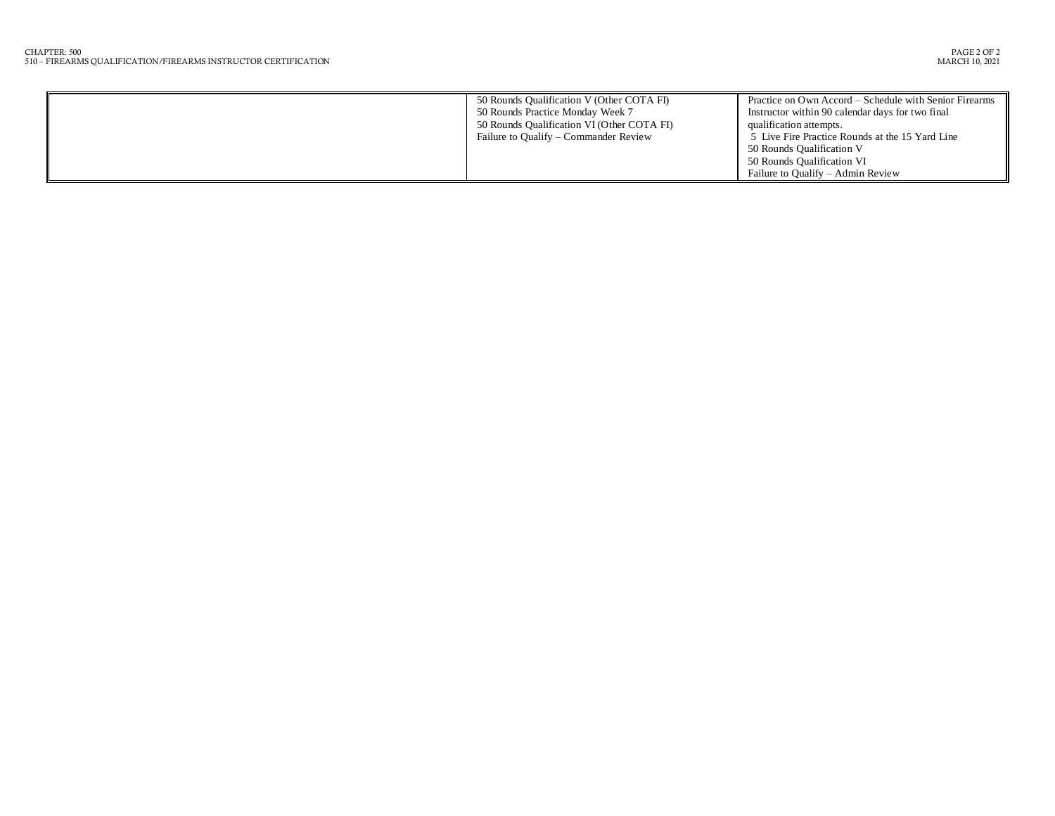| | | |
|---|---|---|
| | 50 Rounds Qualification V (Other COTA FI)<br>50 Rounds Practice Monday Week 7<br>50 Rounds Qualification VI (Other COTA FI)<br>Failure to Qualify – Commander Review | Practice on Own Accord – Schedule with Senior Firearms Instructor within 90 calendar days for two final qualification attempts.<br>5 Live Fire Practice Rounds at the 15 Yard Line<br>50 Rounds Qualification V<br>50 Rounds Qualification VI<br>Failure to Qualify – Admin Review |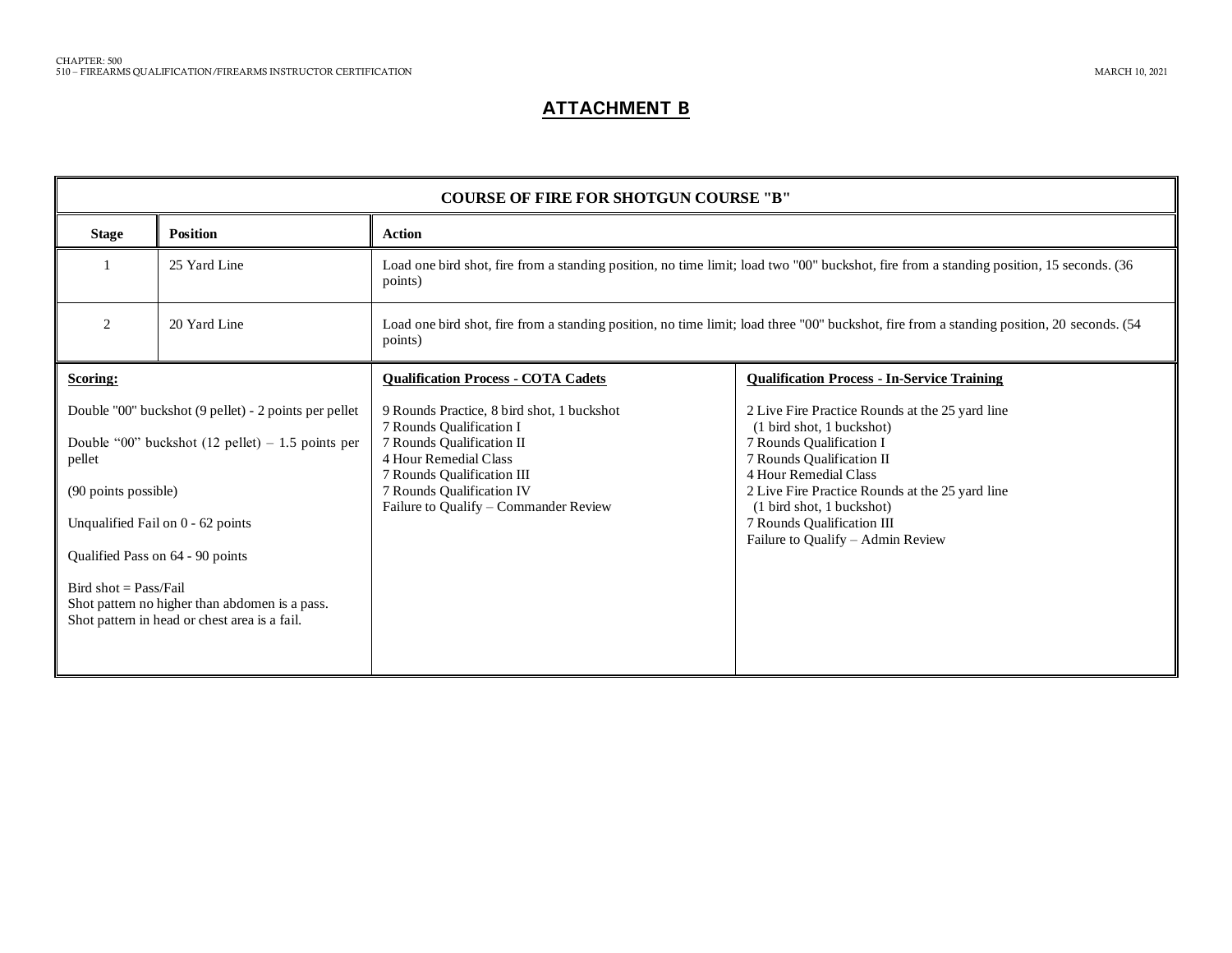## ATTACHMENT B

| COURSE OF FIRE FOR SHOTGUN COURSE "B" | | |
|---|---|---|
| **Stage** | **Position** | **Action** |
| 1 | 25 Yard Line | Load one bird shot, fire from a standing position, no time limit; load two "00" buckshot, fire from a standing position, 15 seconds. (36 points) |
| 2 | 20 Yard Line | Load one bird shot, fire from a standing position, no time limit; load three "00" buckshot, fire from a standing position, 20 seconds. (54 points) |

| **Scoring:** | **Qualification Process - COTA Cadets** | **Qualification Process - In-Service Training** |
|---|---|---|
| Double "00" buckshot (9 pellet) - 2 points per pellet<br><br>Double "00" buckshot (12 pellet) – 1.5 points per pellet<br><br>(90 points possible)<br><br>Unqualified Fail on 0 - 62 points<br><br>Qualified Pass on 64 - 90 points<br><br>Bird shot = Pass/Fail<br>Shot pattern no higher than abdomen is a pass.<br>Shot pattern in head or chest area is a fail. | 9 Rounds Practice, 8 bird shot, 1 buckshot<br>7 Rounds Qualification I<br>7 Rounds Qualification II<br>4 Hour Remedial Class<br>7 Rounds Qualification III<br>7 Rounds Qualification IV<br>Failure to Qualify – Commander Review | 2 Live Fire Practice Rounds at the 25 yard line (1 bird shot, 1 buckshot)<br>7 Rounds Qualification I<br>7 Rounds Qualification II<br>4 Hour Remedial Class<br>2 Live Fire Practice Rounds at the 25 yard line (1 bird shot, 1 buckshot)<br>7 Rounds Qualification III<br>Failure to Qualify – Admin Review |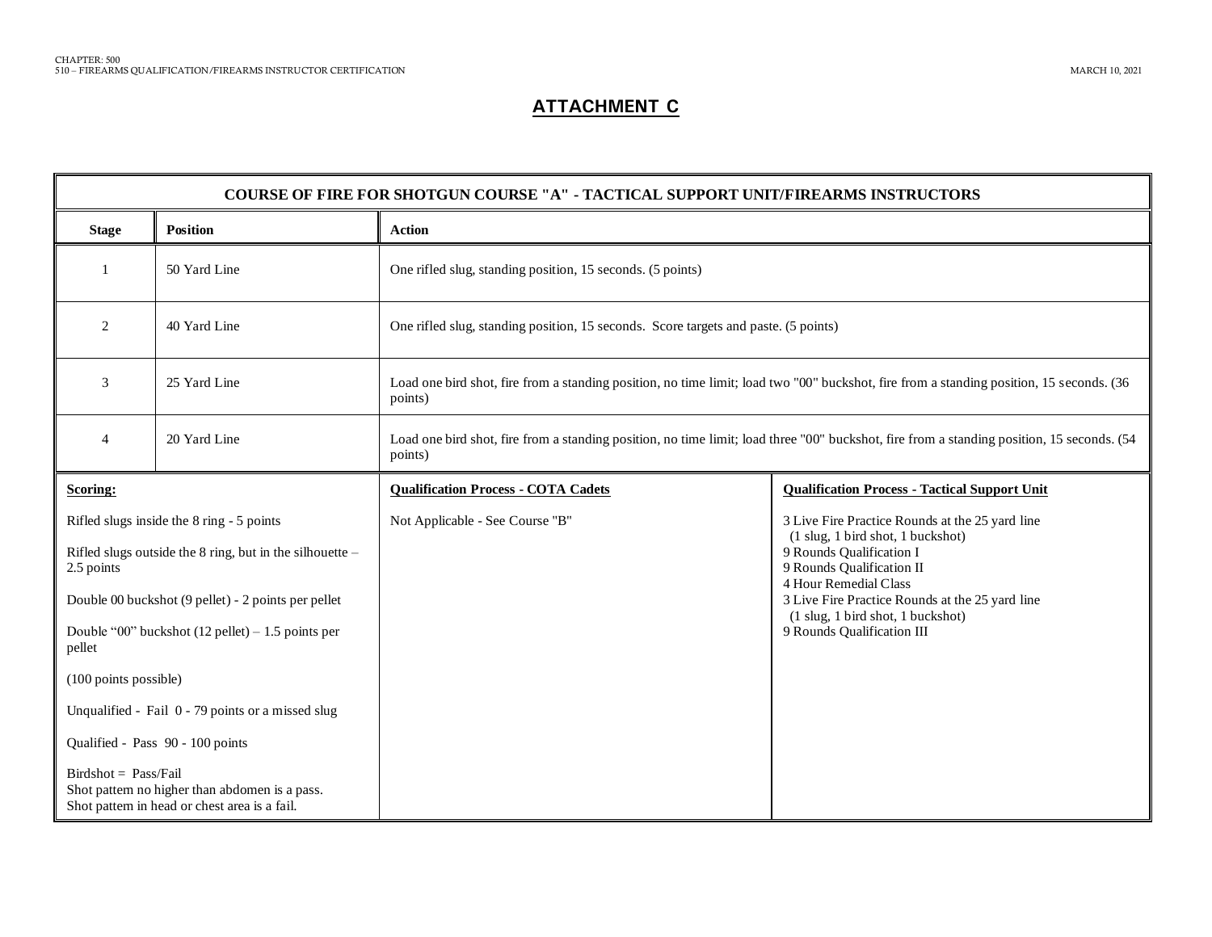## ATTACHMENT C

| COURSE OF FIRE FOR SHOTGUN COURSE "A" - TACTICAL SUPPORT UNIT/FIREARMS INSTRUCTORS | | |
|---|---|---|
| **Stage** | **Position** | **Action** |
| 1 | 50 Yard Line | One rifled slug, standing position, 15 seconds. (5 points) |
| 2 | 40 Yard Line | One rifled slug, standing position, 15 seconds. Score targets and paste. (5 points) |
| 3 | 25 Yard Line | Load one bird shot, fire from a standing position, no time limit; load two "00" buckshot, fire from a standing position, 15 seconds. (36 points) |
| 4 | 20 Yard Line | Load one bird shot, fire from a standing position, no time limit; load three "00" buckshot, fire from a standing position, 15 seconds. (54 points) |

| **Scoring:** | **Qualification Process - COTA Cadets** | **Qualification Process - Tactical Support Unit** |
|---|---|---|
| Rifled slugs inside the 8 ring - 5 points<br><br>Rifled slugs outside the 8 ring, but in the silhouette – 2.5 points<br><br>Double 00 buckshot (9 pellet) - 2 points per pellet<br><br>Double "00" buckshot (12 pellet) – 1.5 points per pellet<br><br>(100 points possible)<br><br>Unqualified - Fail 0 - 79 points or a missed slug<br><br>Qualified - Pass 90 - 100 points<br><br>Birdshot = Pass/Fail<br>Shot pattern no higher than abdomen is a pass.<br>Shot pattern in head or chest area is a fail. | Not Applicable - See Course "B" | 3 Live Fire Practice Rounds at the 25 yard line<br>(1 slug, 1 bird shot, 1 buckshot)<br>9 Rounds Qualification I<br>9 Rounds Qualification II<br>4 Hour Remedial Class<br>3 Live Fire Practice Rounds at the 25 yard line<br>(1 slug, 1 bird shot, 1 buckshot)<br>9 Rounds Qualification III |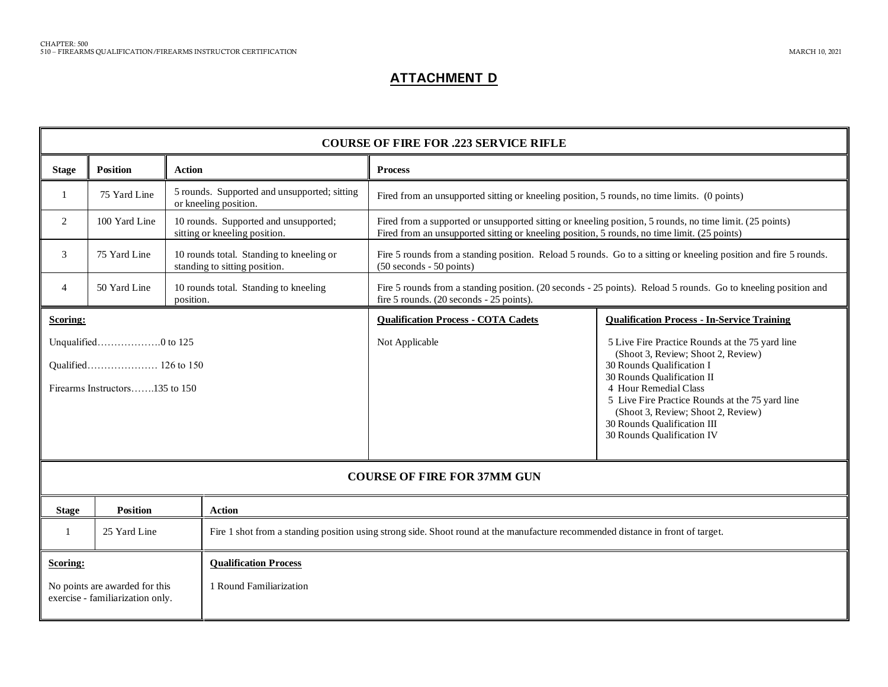## ATTACHMENT D

**COURSE OF FIRE FOR .223 SERVICE RIFLE**

| Stage | Position | Action | Process |
|---|---|---|---|
| 1 | 75 Yard Line | 5 rounds. Supported and unsupported; sitting or kneeling position. | Fired from an unsupported sitting or kneeling position, 5 rounds, no time limits. (0 points) |
| 2 | 100 Yard Line | 10 rounds. Supported and unsupported; sitting or kneeling position. | Fired from a supported or unsupported sitting or kneeling position, 5 rounds, no time limit. (25 points) Fired from an unsupported sitting or kneeling position, 5 rounds, no time limit. (25 points) |
| 3 | 75 Yard Line | 10 rounds total. Standing to kneeling or standing to sitting position. | Fire 5 rounds from a standing position. Reload 5 rounds. Go to a sitting or kneeling position and fire 5 rounds. (50 seconds - 50 points) |
| 4 | 50 Yard Line | 10 rounds total. Standing to kneeling position. | Fire 5 rounds from a standing position. (20 seconds - 25 points). Reload 5 rounds. Go to kneeling position and fire 5 rounds. (20 seconds - 25 points). |

| Scoring: | Qualification Process - COTA Cadets | Qualification Process - In-Service Training |
|---|---|---|
| Unqualified……………….0 to 125<br>Qualified………………… 126 to 150<br>Firearms Instructors…….135 to 150 | Not Applicable | 5 Live Fire Practice Rounds at the 75 yard line (Shoot 3, Review; Shoot 2, Review)<br>30 Rounds Qualification I<br>30 Rounds Qualification II<br>4 Hour Remedial Class<br>5 Live Fire Practice Rounds at the 75 yard line (Shoot 3, Review; Shoot 2, Review)<br>30 Rounds Qualification III<br>30 Rounds Qualification IV |

**COURSE OF FIRE FOR 37MM GUN**

| Stage | Position | Action |
|---|---|---|
| 1 | 25 Yard Line | Fire 1 shot from a standing position using strong side. Shoot round at the manufacture recommended distance in front of target. |

| Scoring: | Qualification Process |
|---|---|
| No points are awarded for this exercise - familiarization only. | 1 Round Familiarization |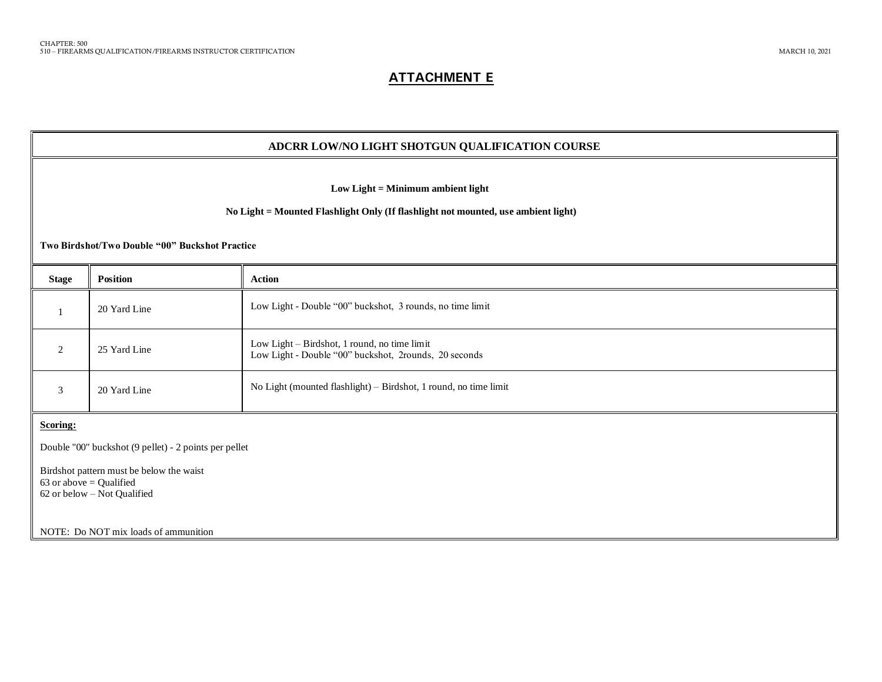## ATTACHMENT E

### ADCRR LOW/NO LIGHT SHOTGUN QUALIFICATION COURSE

**Low Light = Minimum ambient light**

**No Light = Mounted Flashlight Only (If flashlight not mounted, use ambient light)**

**Two Birdshot/Two Double "00" Buckshot Practice**

| Stage | Position | Action |
|---|---|---|
| 1 | 20 Yard Line | Low Light - Double "00" buckshot, 3 rounds, no time limit |
| 2 | 25 Yard Line | Low Light – Birdshot, 1 round, no time limit<br>Low Light - Double "00" buckshot, 2rounds, 20 seconds |
| 3 | 20 Yard Line | No Light (mounted flashlight) – Birdshot, 1 round, no time limit |

**Scoring:**

Double "00" buckshot (9 pellet) - 2 points per pellet

Birdshot pattern must be below the waist
63 or above = Qualified
62 or below – Not Qualified

NOTE: Do NOT mix loads of ammunition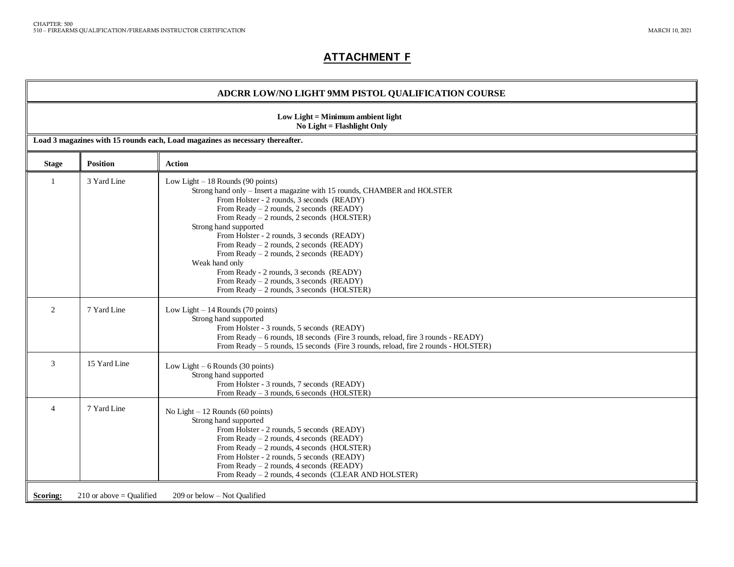## ATTACHMENT F

| ADCRR LOW/NO LIGHT 9MM PISTOL QUALIFICATION COURSE | | |
|---|---|---|
| **Low Light = Minimum ambient light<br>No Light = Flashlight Only** | | |
| **Load 3 magazines with 15 rounds each, Load magazines as necessary thereafter.** | | |
| **Stage** | **Position** | **Action** |
| 1 | 3 Yard Line | Low Light – 18 Rounds (90 points)<br>Strong hand only – Insert a magazine with 15 rounds, CHAMBER and HOLSTER<br>From Holster - 2 rounds, 3 seconds (READY)<br>From Ready – 2 rounds, 2 seconds (READY)<br>From Ready – 2 rounds, 2 seconds (HOLSTER)<br>Strong hand supported<br>From Holster - 2 rounds, 3 seconds (READY)<br>From Ready – 2 rounds, 2 seconds (READY)<br>From Ready – 2 rounds, 2 seconds (READY)<br>Weak hand only<br>From Ready - 2 rounds, 3 seconds (READY)<br>From Ready – 2 rounds, 3 seconds (READY)<br>From Ready – 2 rounds, 3 seconds (HOLSTER) |
| 2 | 7 Yard Line | Low Light – 14 Rounds (70 points)<br>Strong hand supported<br>From Holster - 3 rounds, 5 seconds (READY)<br>From Ready – 6 rounds, 18 seconds (Fire 3 rounds, reload, fire 3 rounds - READY)<br>From Ready – 5 rounds, 15 seconds (Fire 3 rounds, reload, fire 2 rounds - HOLSTER) |
| 3 | 15 Yard Line | Low Light – 6 Rounds (30 points)<br>Strong hand supported<br>From Holster - 3 rounds, 7 seconds (READY)<br>From Ready – 3 rounds, 6 seconds (HOLSTER) |
| 4 | 7 Yard Line | No Light – 12 Rounds (60 points)<br>Strong hand supported<br>From Holster - 2 rounds, 5 seconds (READY)<br>From Ready – 2 rounds, 4 seconds (READY)<br>From Ready – 2 rounds, 4 seconds (HOLSTER)<br>From Holster - 2 rounds, 5 seconds (READY)<br>From Ready – 2 rounds, 4 seconds (READY)<br>From Ready – 2 rounds, 4 seconds (CLEAR AND HOLSTER) |
| **Scoring:** 210 or above = Qualified 209 or below – Not Qualified | | |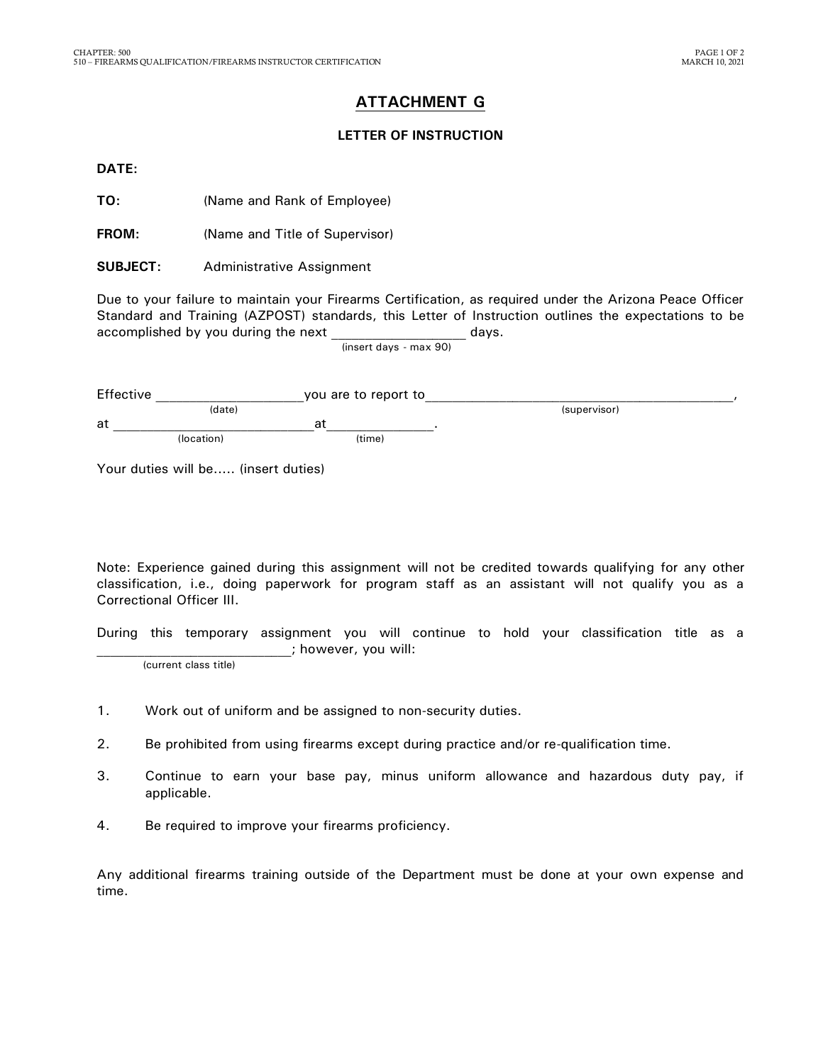# ATTACHMENT G

## LETTER OF INSTRUCTION

**DATE:**

**TO:** (Name and Rank of Employee)

**FROM:** (Name and Title of Supervisor)

**SUBJECT:** Administrative Assignment

Due to your failure to maintain your Firearms Certification, as required under the Arizona Peace Officer Standard and Training (AZPOST) standards, this Letter of Instruction outlines the expectations to be accomplished by you during the next ________________ days.
(insert days - max 90)

Effective __________________ (date) you are to report to ________________________________________ (supervisor), at __________________________ (location) at ______________ (time).

Your duties will be..... (insert duties)

Note: Experience gained during this assignment will not be credited towards qualifying for any other classification, i.e., doing paperwork for program staff as an assistant will not qualify you as a Correctional Officer III.

During this temporary assignment you will continue to hold your classification title as a _________________________ (current class title); however, you will:

1. Work out of uniform and be assigned to non-security duties.
2. Be prohibited from using firearms except during practice and/or re-qualification time.
3. Continue to earn your base pay, minus uniform allowance and hazardous duty pay, if applicable.
4. Be required to improve your firearms proficiency.

Any additional firearms training outside of the Department must be done at your own expense and time.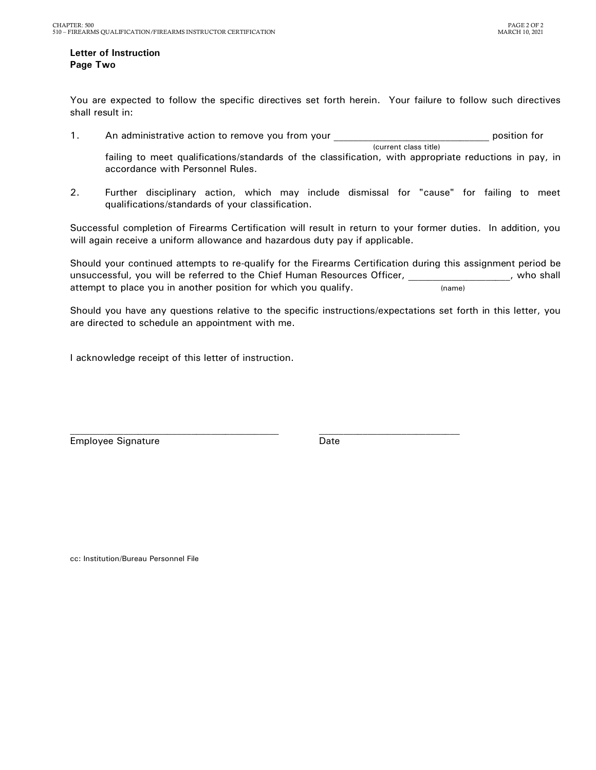**Letter of Instruction**
**Page Two**

You are expected to follow the specific directives set forth herein. Your failure to follow such directives shall result in:

1. An administrative action to remove you from your ______________________________ position for
   (current class title)
   failing to meet qualifications/standards of the classification, with appropriate reductions in pay, in accordance with Personnel Rules.

2. Further disciplinary action, which may include dismissal for "cause" for failing to meet qualifications/standards of your classification.

Successful completion of Firearms Certification will result in return to your former duties. In addition, you will again receive a uniform allowance and hazardous duty pay if applicable.

Should your continued attempts to re-qualify for the Firearms Certification during this assignment period be unsuccessful, you will be referred to the Chief Human Resources Officer, ___________________, who shall attempt to place you in another position for which you qualify. (name)

Should you have any questions relative to the specific instructions/expectations set forth in this letter, you are directed to schedule an appointment with me.

I acknowledge receipt of this letter of instruction.

_________________________________________ ____________________________
Employee Signature Date

cc: Institution/Bureau Personnel File